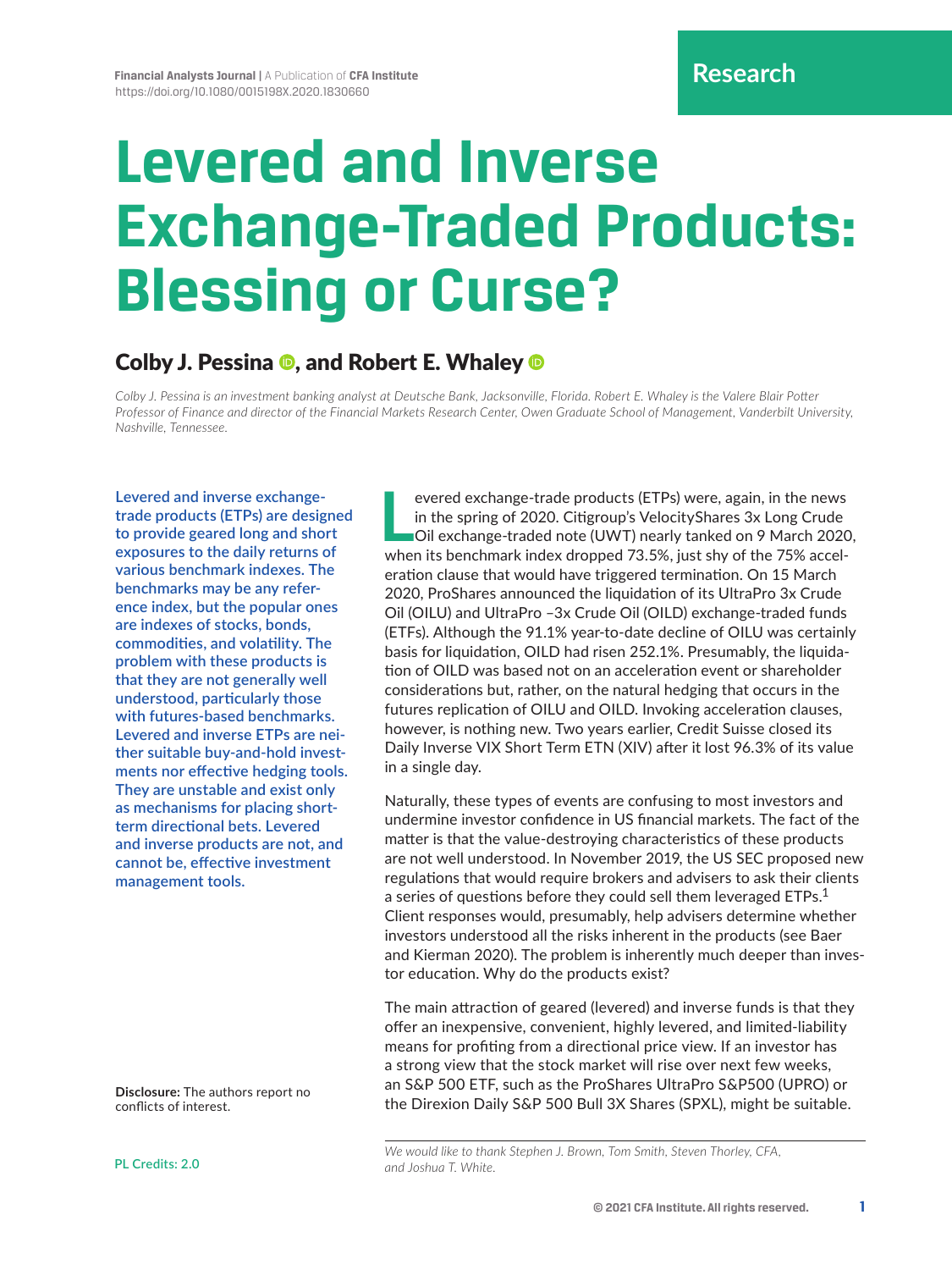Research

# Levered and Inverse Exchange-Traded Products: Blessing or Curse?

## Colby J. Pessina, and Robert E. Whaley

*Colby J. Pessina is an investment banking analyst at Deutsche Bank, Jacksonville, Florida. Robert E. Whaley is the Valere Blair Potter Professor of Finance and director of the Financial Markets Research Center, Owen Graduate School of Management, Vanderbilt University, Nashville, Tennessee.*

Levered and inverse exchange-trade products (ETPs) are designed to provide geared long and short exposures to the daily returns of various benchmark indexes. The benchmarks may be any reference index, but the popular ones are indexes of stocks, bonds, commodities, and volatility. The problem with these products is that they are not generally well understood, particularly those with futures-based benchmarks. Levered and inverse ETPs are neither suitable buy-and-hold investments nor effective hedging tools. They are unstable and exist only as mechanisms for placing short-term directional bets. Levered and inverse products are not, and cannot be, effective investment management tools.

**Disclosure:** The authors report no conflicts of interest.

PL Credits: 2.0

Levered exchange-trade products (ETPs) were, again, in the news in the spring of 2020. Citigroup's VelocityShares 3x Long Crude Oil exchange-traded note (UWT) nearly tanked on 9 March 2020, when its benchmark index dropped 73.5%, just shy of the 75% acceleration clause that would have triggered termination. On 15 March 2020, ProShares announced the liquidation of its UltraPro 3x Crude Oil (OILU) and UltraPro –3x Crude Oil (OILD) exchange-traded funds (ETFs). Although the 91.1% year-to-date decline of OILU was certainly basis for liquidation, OILD had risen 252.1%. Presumably, the liquidation of OILD was based not on an acceleration event or shareholder considerations but, rather, on the natural hedging that occurs in the futures replication of OILU and OILD. Invoking acceleration clauses, however, is nothing new. Two years earlier, Credit Suisse closed its Daily Inverse VIX Short Term ETN (XIV) after it lost 96.3% of its value in a single day.

Naturally, these types of events are confusing to most investors and undermine investor confidence in US financial markets. The fact of the matter is that the value-destroying characteristics of these products are not well understood. In November 2019, the US SEC proposed new regulations that would require brokers and advisers to ask their clients a series of questions before they could sell them leveraged ETPs.[1] Client responses would, presumably, help advisers determine whether investors understood all the risks inherent in the products (see Baer and Kierman 2020). The problem is inherently much deeper than investor education. Why do the products exist?

The main attraction of geared (levered) and inverse funds is that they offer an inexpensive, convenient, highly levered, and limited-liability means for profiting from a directional price view. If an investor has a strong view that the stock market will rise over next few weeks, an S&P 500 ETF, such as the ProShares UltraPro S&P500 (UPRO) or the Direxion Daily S&P 500 Bull 3X Shares (SPXL), might be suitable.

*We would like to thank Stephen J. Brown, Tom Smith, Steven Thorley, CFA, and Joshua T. White.*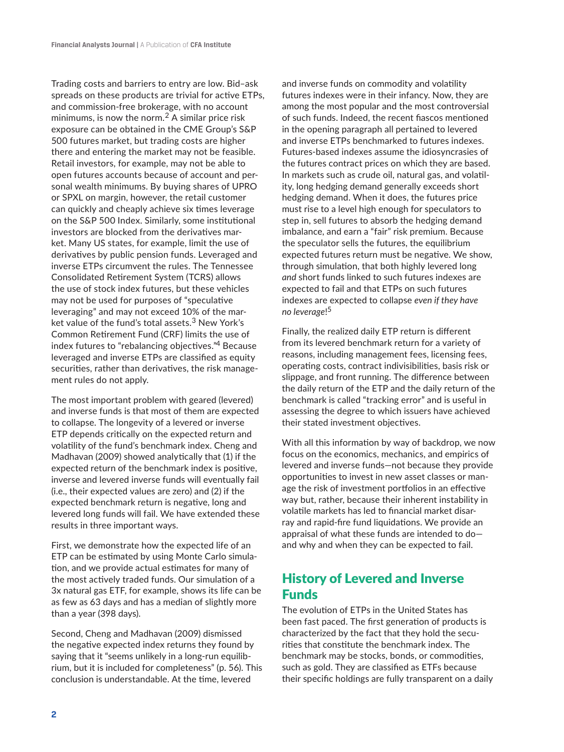Trading costs and barriers to entry are low. Bid–ask spreads on these products are trivial for active ETPs, and commission-free brokerage, with no account minimums, is now the norm.[2] A similar price risk exposure can be obtained in the CME Group's S&P 500 futures market, but trading costs are higher there and entering the market may not be feasible. Retail investors, for example, may not be able to open futures accounts because of account and personal wealth minimums. By buying shares of UPRO or SPXL on margin, however, the retail customer can quickly and cheaply achieve six times leverage on the S&P 500 Index. Similarly, some institutional investors are blocked from the derivatives market. Many US states, for example, limit the use of derivatives by public pension funds. Leveraged and inverse ETPs circumvent the rules. The Tennessee Consolidated Retirement System (TCRS) allows the use of stock index futures, but these vehicles may not be used for purposes of "speculative leveraging" and may not exceed 10% of the market value of the fund's total assets.[3] New York's Common Retirement Fund (CRF) limits the use of index futures to "rebalancing objectives."[4] Because leveraged and inverse ETPs are classified as equity securities, rather than derivatives, the risk management rules do not apply.

The most important problem with geared (levered) and inverse funds is that most of them are expected to collapse. The longevity of a levered or inverse ETP depends critically on the expected return and volatility of the fund's benchmark index. Cheng and Madhavan (2009) showed analytically that (1) if the expected return of the benchmark index is positive, inverse and levered inverse funds will eventually fail (i.e., their expected values are zero) and (2) if the expected benchmark return is negative, long and levered long funds will fail. We have extended these results in three important ways.

First, we demonstrate how the expected life of an ETP can be estimated by using Monte Carlo simulation, and we provide actual estimates for many of the most actively traded funds. Our simulation of a 3x natural gas ETF, for example, shows its life can be as few as 63 days and has a median of slightly more than a year (398 days).

Second, Cheng and Madhavan (2009) dismissed the negative expected index returns they found by saying that it "seems unlikely in a long-run equilibrium, but it is included for completeness" (p. 56). This conclusion is understandable. At the time, levered and inverse funds on commodity and volatility futures indexes were in their infancy. Now, they are among the most popular and the most controversial of such funds. Indeed, the recent fiascos mentioned in the opening paragraph all pertained to levered and inverse ETPs benchmarked to futures indexes. Futures-based indexes assume the idiosyncrasies of the futures contract prices on which they are based. In markets such as crude oil, natural gas, and volatility, long hedging demand generally exceeds short hedging demand. When it does, the futures price must rise to a level high enough for speculators to step in, sell futures to absorb the hedging demand imbalance, and earn a "fair" risk premium. Because the speculator sells the futures, the equilibrium expected futures return must be negative. We show, through simulation, that both highly levered long *and* short funds linked to such futures indexes are expected to fail and that ETPs on such futures indexes are expected to collapse *even if they have no leverage*![5]

Finally, the realized daily ETP return is different from its levered benchmark return for a variety of reasons, including management fees, licensing fees, operating costs, contract indivisibilities, basis risk or slippage, and front running. The difference between the daily return of the ETP and the daily return of the benchmark is called "tracking error" and is useful in assessing the degree to which issuers have achieved their stated investment objectives.

With all this information by way of backdrop, we now focus on the economics, mechanics, and empirics of levered and inverse funds—not because they provide opportunities to invest in new asset classes or manage the risk of investment portfolios in an effective way but, rather, because their inherent instability in volatile markets has led to financial market disarray and rapid-fire fund liquidations. We provide an appraisal of what these funds are intended to do—and why and when they can be expected to fail.

## History of Levered and Inverse Funds

The evolution of ETPs in the United States has been fast paced. The first generation of products is characterized by the fact that they hold the securities that constitute the benchmark index. The benchmark may be stocks, bonds, or commodities, such as gold. They are classified as ETFs because their specific holdings are fully transparent on a daily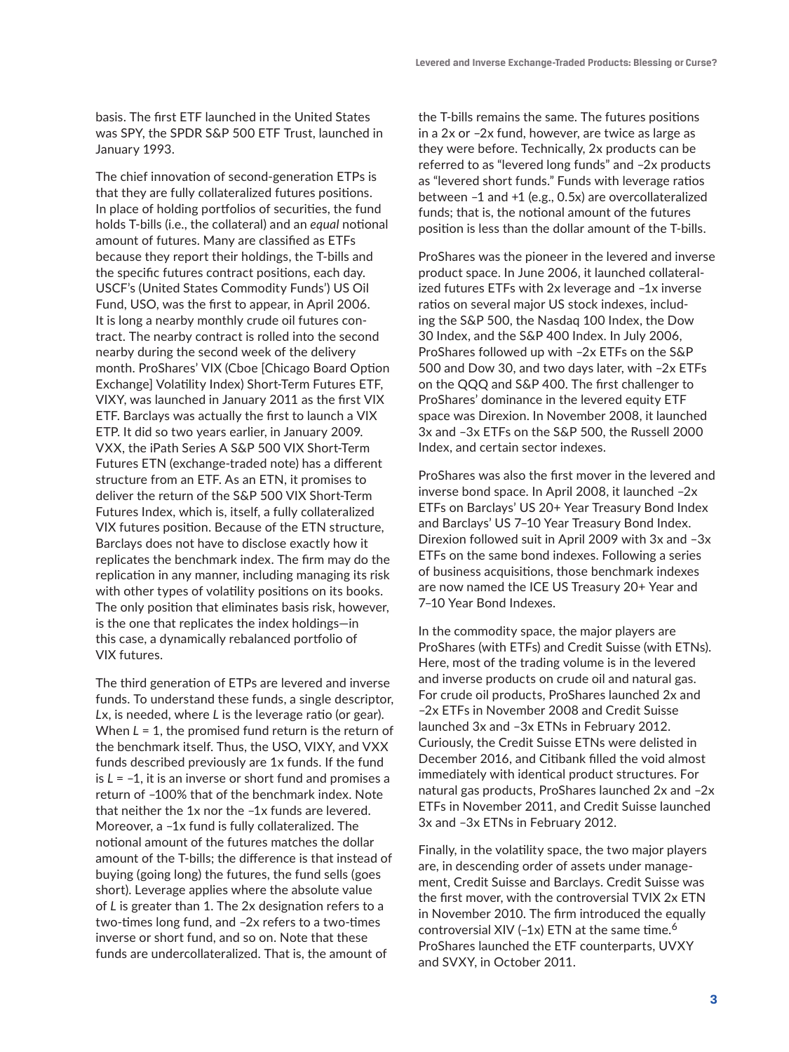basis. The first ETF launched in the United States was SPY, the SPDR S&P 500 ETF Trust, launched in January 1993.

The chief innovation of second-generation ETPs is that they are fully collateralized futures positions. In place of holding portfolios of securities, the fund holds T-bills (i.e., the collateral) and an *equal* notional amount of futures. Many are classified as ETFs because they report their holdings, the T-bills and the specific futures contract positions, each day. USCF's (United States Commodity Funds') US Oil Fund, USO, was the first to appear, in April 2006. It is long a nearby monthly crude oil futures contract. The nearby contract is rolled into the second nearby during the second week of the delivery month. ProShares' VIX (Cboe [Chicago Board Option Exchange] Volatility Index) Short-Term Futures ETF, VIXY, was launched in January 2011 as the first VIX ETF. Barclays was actually the first to launch a VIX ETP. It did so two years earlier, in January 2009. VXX, the iPath Series A S&P 500 VIX Short-Term Futures ETN (exchange-traded note) has a different structure from an ETF. As an ETN, it promises to deliver the return of the S&P 500 VIX Short-Term Futures Index, which is, itself, a fully collateralized VIX futures position. Because of the ETN structure, Barclays does not have to disclose exactly how it replicates the benchmark index. The firm may do the replication in any manner, including managing its risk with other types of volatility positions on its books. The only position that eliminates basis risk, however, is the one that replicates the index holdings—in this case, a dynamically rebalanced portfolio of VIX futures.

The third generation of ETPs are levered and inverse funds. To understand these funds, a single descriptor, $L$x, is needed, where $L$ is the leverage ratio (or gear). When $L = 1$, the promised fund return is the return of the benchmark itself. Thus, the USO, VIXY, and VXX funds described previously are 1x funds. If the fund is $L = -1$, it is an inverse or short fund and promises a return of –100% that of the benchmark index. Note that neither the 1x nor the –1x funds are levered. Moreover, a –1x fund is fully collateralized. The notional amount of the futures matches the dollar amount of the T-bills; the difference is that instead of buying (going long) the futures, the fund sells (goes short). Leverage applies where the absolute value of $L$ is greater than 1. The 2x designation refers to a two-times long fund, and –2x refers to a two-times inverse or short fund, and so on. Note that these funds are undercollateralized. That is, the amount of the T-bills remains the same. The futures positions in a 2x or –2x fund, however, are twice as large as they were before. Technically, 2x products can be referred to as "levered long funds" and –2x products as "levered short funds." Funds with leverage ratios between –1 and +1 (e.g., 0.5x) are overcollateralized funds; that is, the notional amount of the futures position is less than the dollar amount of the T-bills.

ProShares was the pioneer in the levered and inverse product space. In June 2006, it launched collateralized futures ETFs with 2x leverage and –1x inverse ratios on several major US stock indexes, including the S&P 500, the Nasdaq 100 Index, the Dow 30 Index, and the S&P 400 Index. In July 2006, ProShares followed up with –2x ETFs on the S&P 500 and Dow 30, and two days later, with –2x ETFs on the QQQ and S&P 400. The first challenger to ProShares' dominance in the levered equity ETF space was Direxion. In November 2008, it launched 3x and –3x ETFs on the S&P 500, the Russell 2000 Index, and certain sector indexes.

ProShares was also the first mover in the levered and inverse bond space. In April 2008, it launched –2x ETFs on Barclays' US 20+ Year Treasury Bond Index and Barclays' US 7–10 Year Treasury Bond Index. Direxion followed suit in April 2009 with 3x and –3x ETFs on the same bond indexes. Following a series of business acquisitions, those benchmark indexes are now named the ICE US Treasury 20+ Year and 7–10 Year Bond Indexes.

In the commodity space, the major players are ProShares (with ETFs) and Credit Suisse (with ETNs). Here, most of the trading volume is in the levered and inverse products on crude oil and natural gas. For crude oil products, ProShares launched 2x and –2x ETFs in November 2008 and Credit Suisse launched 3x and –3x ETNs in February 2012. Curiously, the Credit Suisse ETNs were delisted in December 2016, and Citibank filled the void almost immediately with identical product structures. For natural gas products, ProShares launched 2x and –2x ETFs in November 2011, and Credit Suisse launched 3x and –3x ETNs in February 2012.

Finally, in the volatility space, the two major players are, in descending order of assets under management, Credit Suisse and Barclays. Credit Suisse was the first mover, with the controversial TVIX 2x ETN in November 2010. The firm introduced the equally controversial XIV (–1x) ETN at the same time.[6] ProShares launched the ETF counterparts, UVXY and SVXY, in October 2011.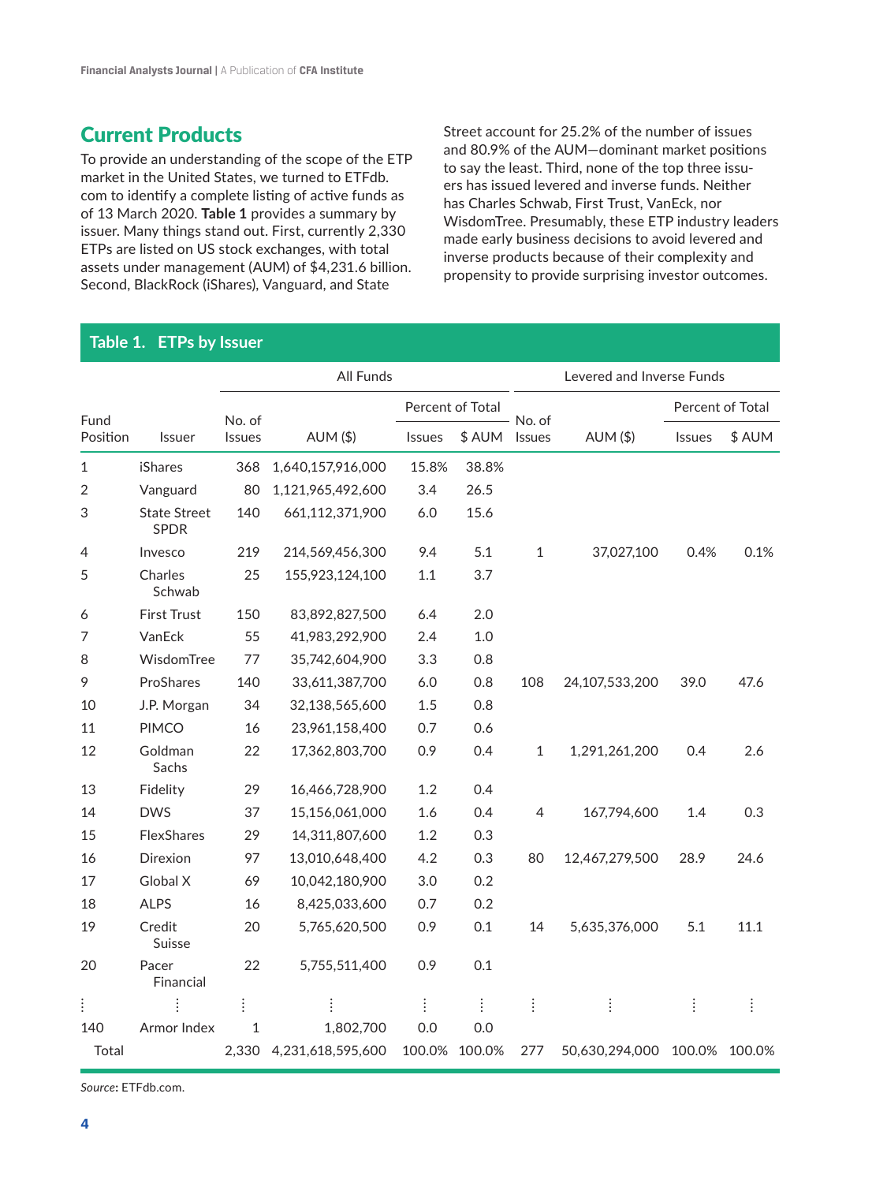## Current Products

To provide an understanding of the scope of the ETP market in the United States, we turned to ETFdb.com to identify a complete listing of active funds as of 13 March 2020. **Table 1** provides a summary by issuer. Many things stand out. First, currently 2,330 ETPs are listed on US stock exchanges, with total assets under management (AUM) of $4,231.6 billion. Second, BlackRock (iShares), Vanguard, and State Street account for 25.2% of the number of issues and 80.9% of the AUM—dominant market positions to say the least. Third, none of the top three issuers has issued levered and inverse funds. Neither has Charles Schwab, First Trust, VanEck, nor WisdomTree. Presumably, these ETP industry leaders made early business decisions to avoid levered and inverse products because of their complexity and propensity to provide surprising investor outcomes.

**Table 1. ETPs by Issuer**

| | | All Funds | | | | Levered and Inverse Funds | | | |
|---|---|---|---|---|---|---|---|---|---|
| | | | | Percent of Total | | | | Percent of Total | |
| Fund Position | Issuer | No. of Issues | AUM ($) | Issues | $ AUM | No. of Issues | AUM ($) | Issues | $ AUM |
| 1 | iShares | 368 | 1,640,157,916,000 | 15.8% | 38.8% | | | | |
| 2 | Vanguard | 80 | 1,121,965,492,600 | 3.4 | 26.5 | | | | |
| 3 | State Street SPDR | 140 | 661,112,371,900 | 6.0 | 15.6 | | | | |
| 4 | Invesco | 219 | 214,569,456,300 | 9.4 | 5.1 | 1 | 37,027,100 | 0.4% | 0.1% |
| 5 | Charles Schwab | 25 | 155,923,124,100 | 1.1 | 3.7 | | | | |
| 6 | First Trust | 150 | 83,892,827,500 | 6.4 | 2.0 | | | | |
| 7 | VanEck | 55 | 41,983,292,900 | 2.4 | 1.0 | | | | |
| 8 | WisdomTree | 77 | 35,742,604,900 | 3.3 | 0.8 | | | | |
| 9 | ProShares | 140 | 33,611,387,700 | 6.0 | 0.8 | 108 | 24,107,533,200 | 39.0 | 47.6 |
| 10 | J.P. Morgan | 34 | 32,138,565,600 | 1.5 | 0.8 | | | | |
| 11 | PIMCO | 16 | 23,961,158,400 | 0.7 | 0.6 | | | | |
| 12 | Goldman Sachs | 22 | 17,362,803,700 | 0.9 | 0.4 | 1 | 1,291,261,200 | 0.4 | 2.6 |
| 13 | Fidelity | 29 | 16,466,728,900 | 1.2 | 0.4 | | | | |
| 14 | DWS | 37 | 15,156,061,000 | 1.6 | 0.4 | 4 | 167,794,600 | 1.4 | 0.3 |
| 15 | FlexShares | 29 | 14,311,807,600 | 1.2 | 0.3 | | | | |
| 16 | Direxion | 97 | 13,010,648,400 | 4.2 | 0.3 | 80 | 12,467,279,500 | 28.9 | 24.6 |
| 17 | Global X | 69 | 10,042,180,900 | 3.0 | 0.2 | | | | |
| 18 | ALPS | 16 | 8,425,033,600 | 0.7 | 0.2 | | | | |
| 19 | Credit Suisse | 20 | 5,765,620,500 | 0.9 | 0.1 | 14 | 5,635,376,000 | 5.1 | 11.1 |
| 20 | Pacer Financial | 22 | 5,755,511,400 | 0.9 | 0.1 | | | | |
| ⋮ | ⋮ | ⋮ | ⋮ | ⋮ | ⋮ | ⋮ | ⋮ | ⋮ | ⋮ |
| 140 | Armor Index | 1 | 1,802,700 | 0.0 | 0.0 | | | | |
| Total | | 2,330 | 4,231,618,595,600 | 100.0% | 100.0% | 277 | 50,630,294,000 | 100.0% | 100.0% |

*Source*: ETFdb.com.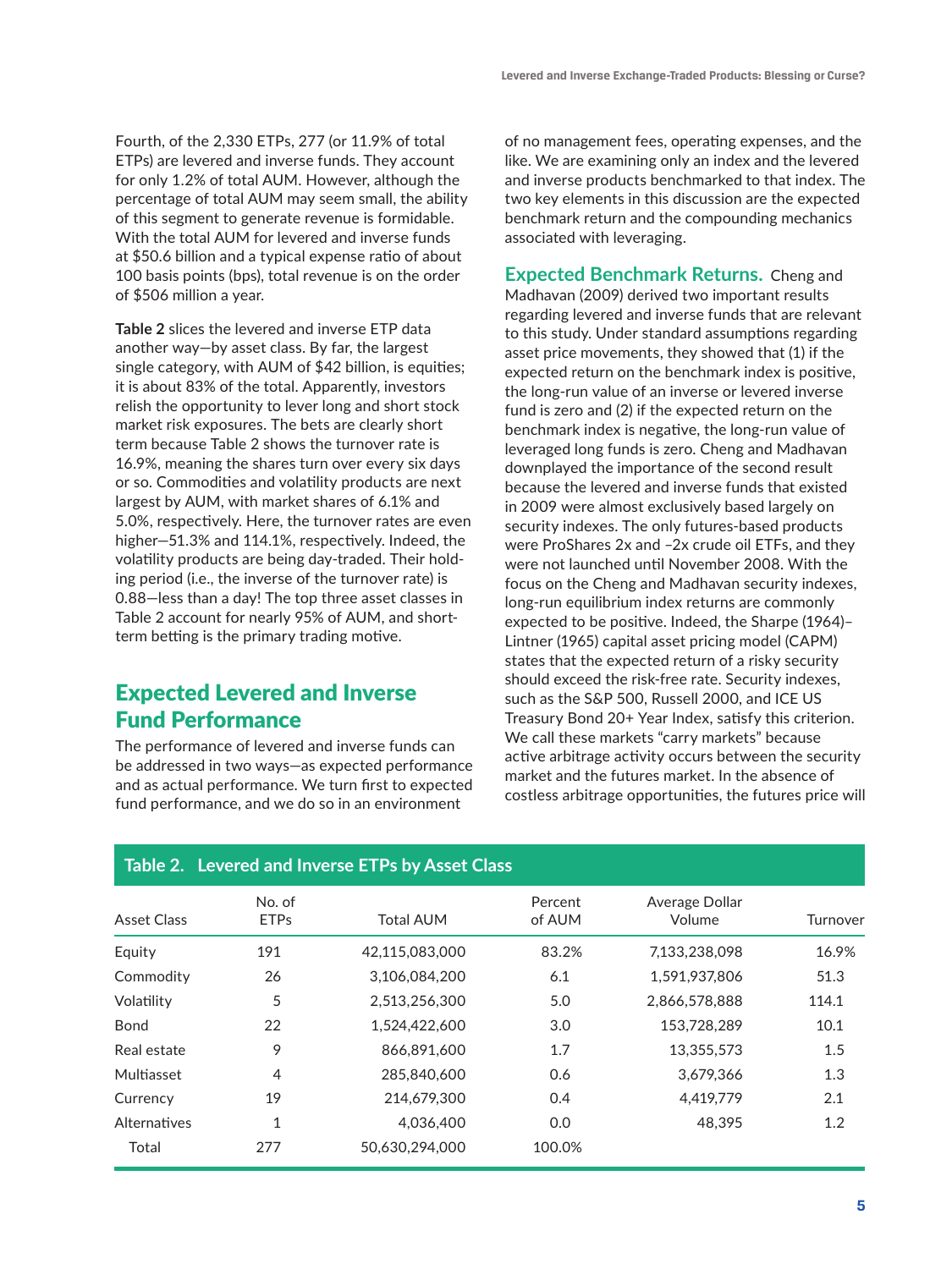Fourth, of the 2,330 ETPs, 277 (or 11.9% of total ETPs) are levered and inverse funds. They account for only 1.2% of total AUM. However, although the percentage of total AUM may seem small, the ability of this segment to generate revenue is formidable. With the total AUM for levered and inverse funds at $50.6 billion and a typical expense ratio of about 100 basis points (bps), total revenue is on the order of $506 million a year.

**Table 2** slices the levered and inverse ETP data another way—by asset class. By far, the largest single category, with AUM of $42 billion, is equities; it is about 83% of the total. Apparently, investors relish the opportunity to lever long and short stock market risk exposures. The bets are clearly short term because Table 2 shows the turnover rate is 16.9%, meaning the shares turn over every six days or so. Commodities and volatility products are next largest by AUM, with market shares of 6.1% and 5.0%, respectively. Here, the turnover rates are even higher—51.3% and 114.1%, respectively. Indeed, the volatility products are being day-traded. Their holding period (i.e., the inverse of the turnover rate) is 0.88—less than a day! The top three asset classes in Table 2 account for nearly 95% of AUM, and short-term betting is the primary trading motive.

## Expected Levered and Inverse Fund Performance

The performance of levered and inverse funds can be addressed in two ways—as expected performance and as actual performance. We turn first to expected fund performance, and we do so in an environment of no management fees, operating expenses, and the like. We are examining only an index and the levered and inverse products benchmarked to that index. The two key elements in this discussion are the expected benchmark return and the compounding mechanics associated with leveraging.

**Expected Benchmark Returns.** Cheng and Madhavan (2009) derived two important results regarding levered and inverse funds that are relevant to this study. Under standard assumptions regarding asset price movements, they showed that (1) if the expected return on the benchmark index is positive, the long-run value of an inverse or levered inverse fund is zero and (2) if the expected return on the benchmark index is negative, the long-run value of leveraged long funds is zero. Cheng and Madhavan downplayed the importance of the second result because the levered and inverse funds that existed in 2009 were almost exclusively based largely on security indexes. The only futures-based products were ProShares 2x and –2x crude oil ETFs, and they were not launched until November 2008. With the focus on the Cheng and Madhavan security indexes, long-run equilibrium index returns are commonly expected to be positive. Indeed, the Sharpe (1964)–Lintner (1965) capital asset pricing model (CAPM) states that the expected return of a risky security should exceed the risk-free rate. Security indexes, such as the S&P 500, Russell 2000, and ICE US Treasury Bond 20+ Year Index, satisfy this criterion. We call these markets "carry markets" because active arbitrage activity occurs between the security market and the futures market. In the absence of costless arbitrage opportunities, the futures price will

**Table 2. Levered and Inverse ETPs by Asset Class**

| Asset Class | No. of ETPs | Total AUM | Percent of AUM | Average Dollar Volume | Turnover |
|---|---|---|---|---|---|
| Equity | 191 | 42,115,083,000 | 83.2% | 7,133,238,098 | 16.9% |
| Commodity | 26 | 3,106,084,200 | 6.1 | 1,591,937,806 | 51.3 |
| Volatility | 5 | 2,513,256,300 | 5.0 | 2,866,578,888 | 114.1 |
| Bond | 22 | 1,524,422,600 | 3.0 | 153,728,289 | 10.1 |
| Real estate | 9 | 866,891,600 | 1.7 | 13,355,573 | 1.5 |
| Multiasset | 4 | 285,840,600 | 0.6 | 3,679,366 | 1.3 |
| Currency | 19 | 214,679,300 | 0.4 | 4,419,779 | 2.1 |
| Alternatives | 1 | 4,036,400 | 0.0 | 48,395 | 1.2 |
| Total | 277 | 50,630,294,000 | 100.0% | | |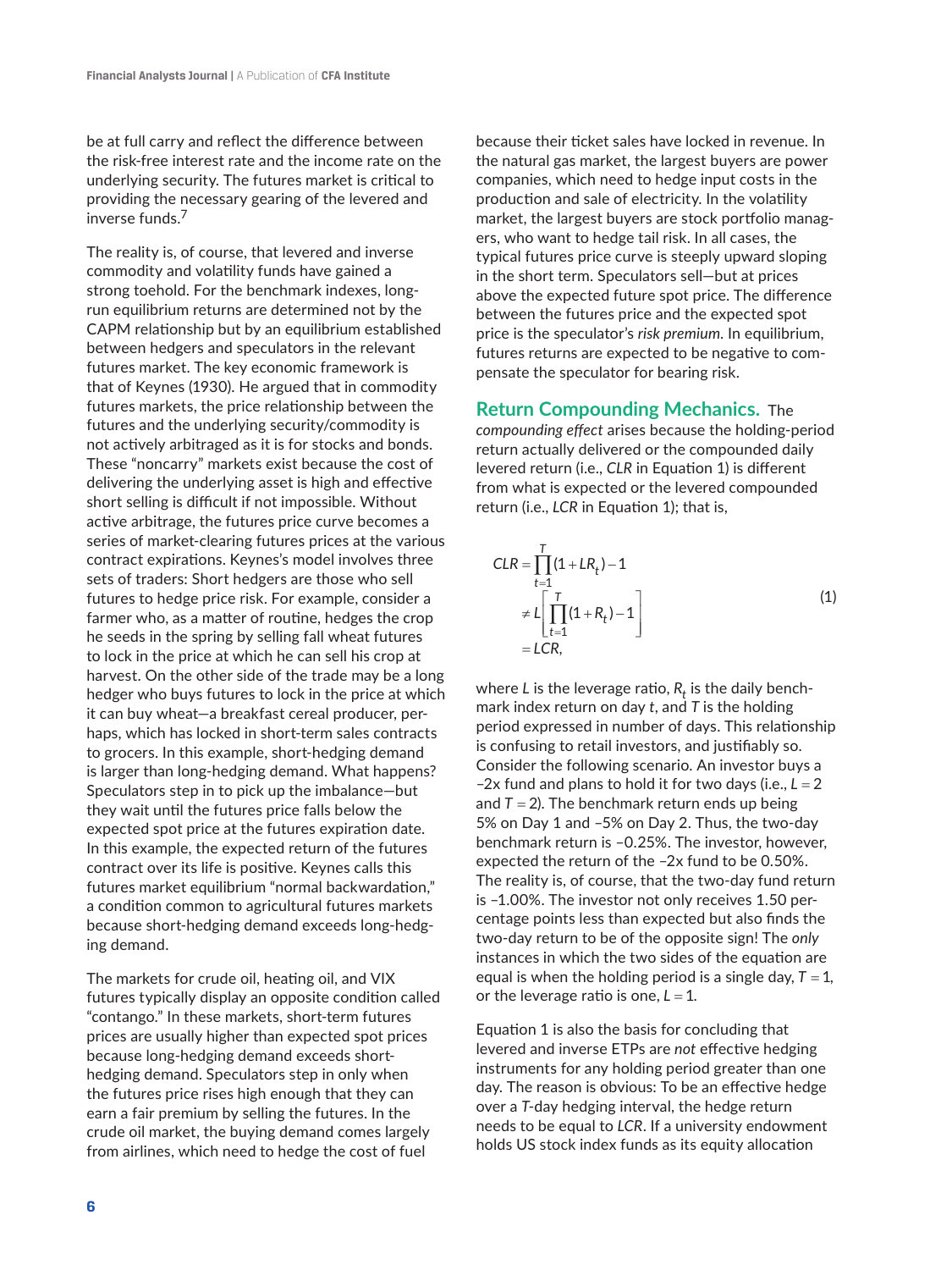be at full carry and reflect the difference between the risk-free interest rate and the income rate on the underlying security. The futures market is critical to providing the necessary gearing of the levered and inverse funds.[7]

The reality is, of course, that levered and inverse commodity and volatility funds have gained a strong toehold. For the benchmark indexes, long-run equilibrium returns are determined not by the CAPM relationship but by an equilibrium established between hedgers and speculators in the relevant futures market. The key economic framework is that of Keynes (1930). He argued that in commodity futures markets, the price relationship between the futures and the underlying security/commodity is not actively arbitraged as it is for stocks and bonds. These "noncarry" markets exist because the cost of delivering the underlying asset is high and effective short selling is difficult if not impossible. Without active arbitrage, the futures price curve becomes a series of market-clearing futures prices at the various contract expirations. Keynes's model involves three sets of traders: Short hedgers are those who sell futures to hedge price risk. For example, consider a farmer who, as a matter of routine, hedges the crop he seeds in the spring by selling fall wheat futures to lock in the price at which he can sell his crop at harvest. On the other side of the trade may be a long hedger who buys futures to lock in the price at which it can buy wheat—a breakfast cereal producer, perhaps, which has locked in short-term sales contracts to grocers. In this example, short-hedging demand is larger than long-hedging demand. What happens? Speculators step in to pick up the imbalance—but they wait until the futures price falls below the expected spot price at the futures expiration date. In this example, the expected return of the futures contract over its life is positive. Keynes calls this futures market equilibrium "normal backwardation," a condition common to agricultural futures markets because short-hedging demand exceeds long-hedging demand.

The markets for crude oil, heating oil, and VIX futures typically display an opposite condition called "contango." In these markets, short-term futures prices are usually higher than expected spot prices because long-hedging demand exceeds short-hedging demand. Speculators step in only when the futures price rises high enough that they can earn a fair premium by selling the futures. In the crude oil market, the buying demand comes largely from airlines, which need to hedge the cost of fuel because their ticket sales have locked in revenue. In the natural gas market, the largest buyers are power companies, which need to hedge input costs in the production and sale of electricity. In the volatility market, the largest buyers are stock portfolio managers, who want to hedge tail risk. In all cases, the typical futures price curve is steeply upward sloping in the short term. Speculators sell—but at prices above the expected future spot price. The difference between the futures price and the expected spot price is the speculator's *risk premium*. In equilibrium, futures returns are expected to be negative to compensate the speculator for bearing risk.

### Return Compounding Mechanics.

The *compounding effect* arises because the holding-period return actually delivered or the compounded daily levered return (i.e., $CLR$ in Equation 1) is different from what is expected or the levered compounded return (i.e., $LCR$ in Equation 1); that is,

$$
\begin{aligned}
CLR &= \prod_{t=1}^{T}(1+LR_t)-1 \\
&\neq L\left[\prod_{t=1}^{T}(1+R_t)-1\right] \\
&= LCR,
\end{aligned}
\tag{1}
$$

where $L$ is the leverage ratio, $R_t$ is the daily benchmark index return on day $t$, and $T$ is the holding period expressed in number of days. This relationship is confusing to retail investors, and justifiably so. Consider the following scenario. An investor buys a –2x fund and plans to hold it for two days (i.e., $L = 2$ and $T = 2$). The benchmark return ends up being 5% on Day 1 and –5% on Day 2. Thus, the two-day benchmark return is –0.25%. The investor, however, expected the return of the –2x fund to be 0.50%. The reality is, of course, that the two-day fund return is –1.00%. The investor not only receives 1.50 percentage points less than expected but also finds the two-day return to be of the opposite sign! The *only* instances in which the two sides of the equation are equal is when the holding period is a single day, $T = 1$, or the leverage ratio is one, $L = 1$.

Equation 1 is also the basis for concluding that levered and inverse ETPs are *not* effective hedging instruments for any holding period greater than one day. The reason is obvious: To be an effective hedge over a $T$-day hedging interval, the hedge return needs to be equal to $LCR$. If a university endowment holds US stock index funds as its equity allocation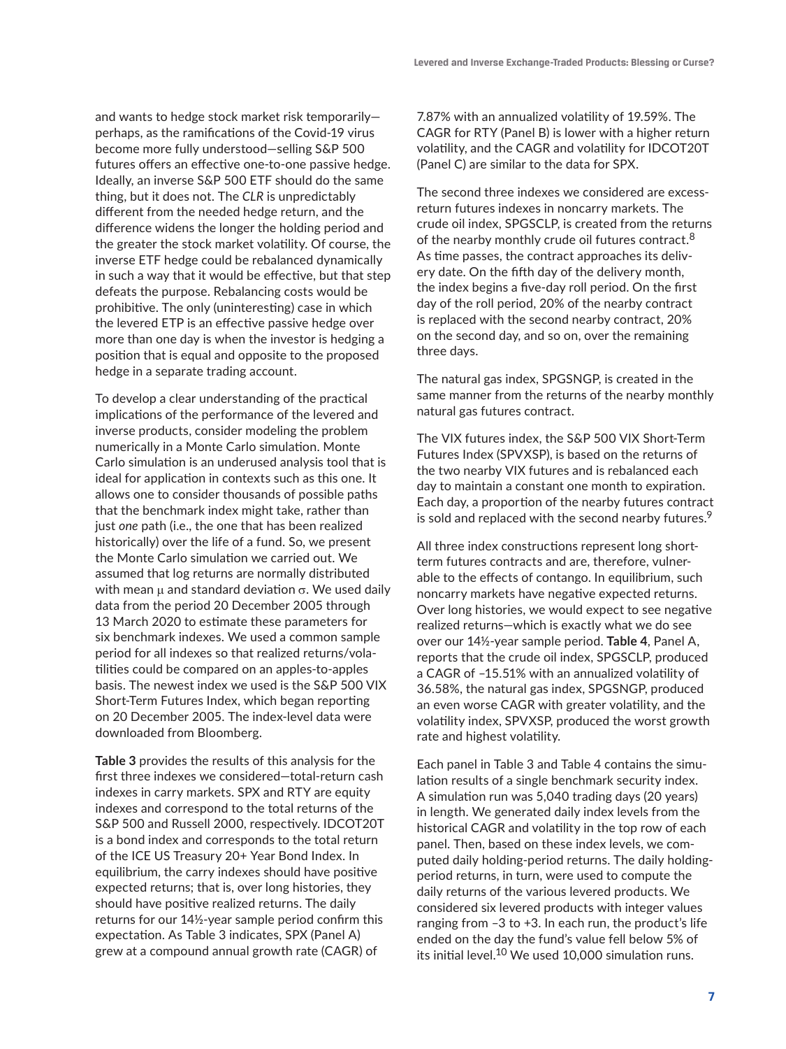and wants to hedge stock market risk temporarily—perhaps, as the ramifications of the Covid-19 virus become more fully understood—selling S&P 500 futures offers an effective one-to-one passive hedge. Ideally, an inverse S&P 500 ETF should do the same thing, but it does not. The *CLR* is unpredictably different from the needed hedge return, and the difference widens the longer the holding period and the greater the stock market volatility. Of course, the inverse ETF hedge could be rebalanced dynamically in such a way that it would be effective, but that step defeats the purpose. Rebalancing costs would be prohibitive. The only (uninteresting) case in which the levered ETP is an effective passive hedge over more than one day is when the investor is hedging a position that is equal and opposite to the proposed hedge in a separate trading account.

To develop a clear understanding of the practical implications of the performance of the levered and inverse products, consider modeling the problem numerically in a Monte Carlo simulation. Monte Carlo simulation is an underused analysis tool that is ideal for application in contexts such as this one. It allows one to consider thousands of possible paths that the benchmark index might take, rather than just *one* path (i.e., the one that has been realized historically) over the life of a fund. So, we present the Monte Carlo simulation we carried out. We assumed that log returns are normally distributed with mean $\mu$ and standard deviation $\sigma$. We used daily data from the period 20 December 2005 through 13 March 2020 to estimate these parameters for six benchmark indexes. We used a common sample period for all indexes so that realized returns/volatilities could be compared on an apples-to-apples basis. The newest index we used is the S&P 500 VIX Short-Term Futures Index, which began reporting on 20 December 2005. The index-level data were downloaded from Bloomberg.

**Table 3** provides the results of this analysis for the first three indexes we considered—total-return cash indexes in carry markets. SPX and RTY are equity indexes and correspond to the total returns of the S&P 500 and Russell 2000, respectively. IDCOT20T is a bond index and corresponds to the total return of the ICE US Treasury 20+ Year Bond Index. In equilibrium, the carry indexes should have positive expected returns; that is, over long histories, they should have positive realized returns. The daily returns for our 14½-year sample period confirm this expectation. As Table 3 indicates, SPX (Panel A) grew at a compound annual growth rate (CAGR) of 7.87% with an annualized volatility of 19.59%. The CAGR for RTY (Panel B) is lower with a higher return volatility, and the CAGR and volatility for IDCOT20T (Panel C) are similar to the data for SPX.

The second three indexes we considered are excess-return futures indexes in noncarry markets. The crude oil index, SPGSCLP, is created from the returns of the nearby monthly crude oil futures contract.[8] As time passes, the contract approaches its delivery date. On the fifth day of the delivery month, the index begins a five-day roll period. On the first day of the roll period, 20% of the nearby contract is replaced with the second nearby contract, 20% on the second day, and so on, over the remaining three days.

The natural gas index, SPGSNGP, is created in the same manner from the returns of the nearby monthly natural gas futures contract.

The VIX futures index, the S&P 500 VIX Short-Term Futures Index (SPVXSP), is based on the returns of the two nearby VIX futures and is rebalanced each day to maintain a constant one month to expiration. Each day, a proportion of the nearby futures contract is sold and replaced with the second nearby futures.[9]

All three index constructions represent long short-term futures contracts and are, therefore, vulnerable to the effects of contango. In equilibrium, such noncarry markets have negative expected returns. Over long histories, we would expect to see negative realized returns—which is exactly what we do see over our 14½-year sample period. **Table 4**, Panel A, reports that the crude oil index, SPGSCLP, produced a CAGR of –15.51% with an annualized volatility of 36.58%, the natural gas index, SPGSNGP, produced an even worse CAGR with greater volatility, and the volatility index, SPVXSP, produced the worst growth rate and highest volatility.

Each panel in Table 3 and Table 4 contains the simulation results of a single benchmark security index. A simulation run was 5,040 trading days (20 years) in length. We generated daily index levels from the historical CAGR and volatility in the top row of each panel. Then, based on these index levels, we computed daily holding-period returns. The daily holding-period returns, in turn, were used to compute the daily returns of the various levered products. We considered six levered products with integer values ranging from –3 to +3. In each run, the product's life ended on the day the fund's value fell below 5% of its initial level.[10] We used 10,000 simulation runs.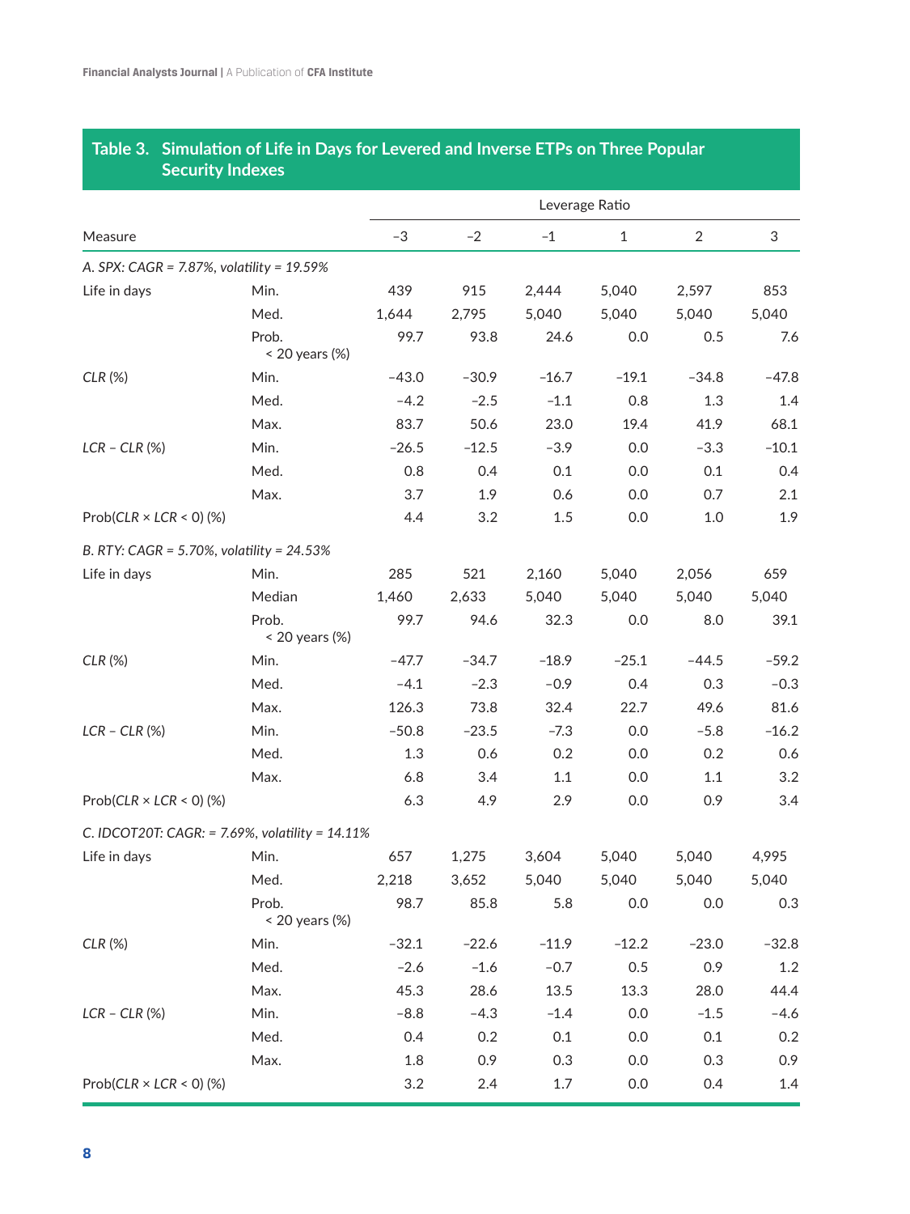## Table 3. Simulation of Life in Days for Levered and Inverse ETPs on Three Popular Security Indexes

| Measure | | Leverage Ratio | | | | | |
|---|---|---|---|---|---|---|---|
| | | −3 | −2 | −1 | 1 | 2 | 3 |
| *A. SPX: CAGR = 7.87%, volatility = 19.59%* | | | | | | | |
| Life in days | Min. | 439 | 915 | 2,444 | 5,040 | 2,597 | 853 |
| | Med. | 1,644 | 2,795 | 5,040 | 5,040 | 5,040 | 5,040 |
| | Prob. < 20 years (%) | 99.7 | 93.8 | 24.6 | 0.0 | 0.5 | 7.6 |
| *CLR* (%) | Min. | −43.0 | −30.9 | −16.7 | −19.1 | −34.8 | −47.8 |
| | Med. | −4.2 | −2.5 | −1.1 | 0.8 | 1.3 | 1.4 |
| | Max. | 83.7 | 50.6 | 23.0 | 19.4 | 41.9 | 68.1 |
| *LCR* – *CLR* (%) | Min. | −26.5 | −12.5 | −3.9 | 0.0 | −3.3 | −10.1 |
| | Med. | 0.8 | 0.4 | 0.1 | 0.0 | 0.1 | 0.4 |
| | Max. | 3.7 | 1.9 | 0.6 | 0.0 | 0.7 | 2.1 |
| Prob(*CLR* × *LCR* < 0) (%) | | 4.4 | 3.2 | 1.5 | 0.0 | 1.0 | 1.9 |
| *B. RTY: CAGR = 5.70%, volatility = 24.53%* | | | | | | | |
| Life in days | Min. | 285 | 521 | 2,160 | 5,040 | 2,056 | 659 |
| | Median | 1,460 | 2,633 | 5,040 | 5,040 | 5,040 | 5,040 |
| | Prob. < 20 years (%) | 99.7 | 94.6 | 32.3 | 0.0 | 8.0 | 39.1 |
| *CLR* (%) | Min. | −47.7 | −34.7 | −18.9 | −25.1 | −44.5 | −59.2 |
| | Med. | −4.1 | −2.3 | −0.9 | 0.4 | 0.3 | −0.3 |
| | Max. | 126.3 | 73.8 | 32.4 | 22.7 | 49.6 | 81.6 |
| *LCR* – *CLR* (%) | Min. | −50.8 | −23.5 | −7.3 | 0.0 | −5.8 | −16.2 |
| | Med. | 1.3 | 0.6 | 0.2 | 0.0 | 0.2 | 0.6 |
| | Max. | 6.8 | 3.4 | 1.1 | 0.0 | 1.1 | 3.2 |
| Prob(*CLR* × *LCR* < 0) (%) | | 6.3 | 4.9 | 2.9 | 0.0 | 0.9 | 3.4 |
| *C. IDCOT20T: CAGR: = 7.69%, volatility = 14.11%* | | | | | | | |
| Life in days | Min. | 657 | 1,275 | 3,604 | 5,040 | 5,040 | 4,995 |
| | Med. | 2,218 | 3,652 | 5,040 | 5,040 | 5,040 | 5,040 |
| | Prob. < 20 years (%) | 98.7 | 85.8 | 5.8 | 0.0 | 0.0 | 0.3 |
| *CLR* (%) | Min. | −32.1 | −22.6 | −11.9 | −12.2 | −23.0 | −32.8 |
| | Med. | −2.6 | −1.6 | −0.7 | 0.5 | 0.9 | 1.2 |
| | Max. | 45.3 | 28.6 | 13.5 | 13.3 | 28.0 | 44.4 |
| *LCR* – *CLR* (%) | Min. | −8.8 | −4.3 | −1.4 | 0.0 | −1.5 | −4.6 |
| | Med. | 0.4 | 0.2 | 0.1 | 0.0 | 0.1 | 0.2 |
| | Max. | 1.8 | 0.9 | 0.3 | 0.0 | 0.3 | 0.9 |
| Prob(*CLR* × *LCR* < 0) (%) | | 3.2 | 2.4 | 1.7 | 0.0 | 0.4 | 1.4 |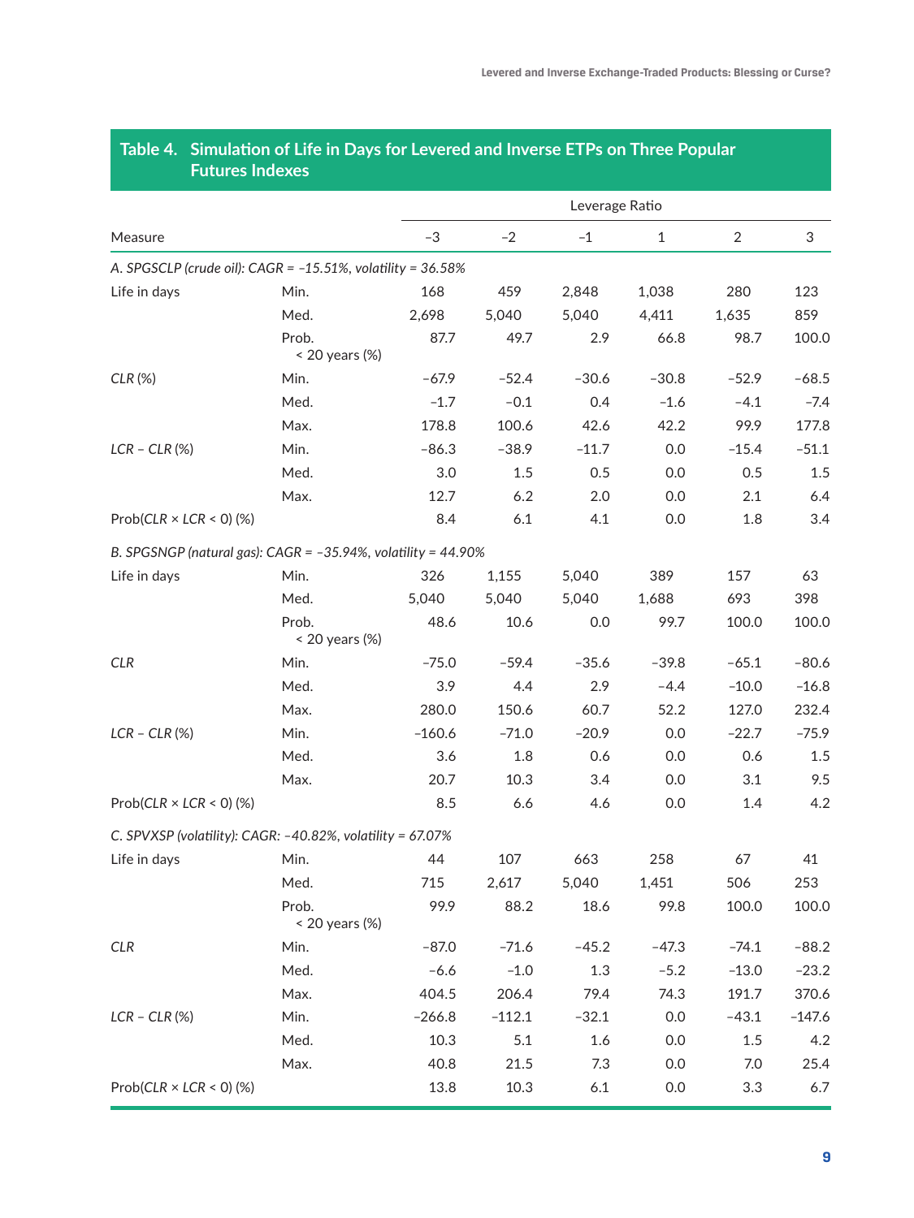## Table 4. Simulation of Life in Days for Levered and Inverse ETPs on Three Popular Futures Indexes

| Measure | | Leverage Ratio | | | | | |
|---|---|---|---|---|---|---|---|
| | | −3 | −2 | −1 | 1 | 2 | 3 |
| *A. SPGSCLP (crude oil): CAGR = −15.51%, volatility = 36.58%* | | | | | | | |
| Life in days | Min. | 168 | 459 | 2,848 | 1,038 | 280 | 123 |
| | Med. | 2,698 | 5,040 | 5,040 | 4,411 | 1,635 | 859 |
| | Prob. < 20 years (%) | 87.7 | 49.7 | 2.9 | 66.8 | 98.7 | 100.0 |
| *CLR* (%) | Min. | −67.9 | −52.4 | −30.6 | −30.8 | −52.9 | −68.5 |
| | Med. | −1.7 | −0.1 | 0.4 | −1.6 | −4.1 | −7.4 |
| | Max. | 178.8 | 100.6 | 42.6 | 42.2 | 99.9 | 177.8 |
| *LCR* − *CLR* (%) | Min. | −86.3 | −38.9 | −11.7 | 0.0 | −15.4 | −51.1 |
| | Med. | 3.0 | 1.5 | 0.5 | 0.0 | 0.5 | 1.5 |
| | Max. | 12.7 | 6.2 | 2.0 | 0.0 | 2.1 | 6.4 |
| Prob(*CLR* × *LCR* < 0) (%) | | 8.4 | 6.1 | 4.1 | 0.0 | 1.8 | 3.4 |
| *B. SPGSNGP (natural gas): CAGR = −35.94%, volatility = 44.90%* | | | | | | | |
| Life in days | Min. | 326 | 1,155 | 5,040 | 389 | 157 | 63 |
| | Med. | 5,040 | 5,040 | 5,040 | 1,688 | 693 | 398 |
| | Prob. < 20 years (%) | 48.6 | 10.6 | 0.0 | 99.7 | 100.0 | 100.0 |
| *CLR* | Min. | −75.0 | −59.4 | −35.6 | −39.8 | −65.1 | −80.6 |
| | Med. | 3.9 | 4.4 | 2.9 | −4.4 | −10.0 | −16.8 |
| | Max. | 280.0 | 150.6 | 60.7 | 52.2 | 127.0 | 232.4 |
| *LCR* − *CLR* (%) | Min. | −160.6 | −71.0 | −20.9 | 0.0 | −22.7 | −75.9 |
| | Med. | 3.6 | 1.8 | 0.6 | 0.0 | 0.6 | 1.5 |
| | Max. | 20.7 | 10.3 | 3.4 | 0.0 | 3.1 | 9.5 |
| Prob(*CLR* × *LCR* < 0) (%) | | 8.5 | 6.6 | 4.6 | 0.0 | 1.4 | 4.2 |
| *C. SPVXSP (volatility): CAGR: −40.82%, volatility = 67.07%* | | | | | | | |
| Life in days | Min. | 44 | 107 | 663 | 258 | 67 | 41 |
| | Med. | 715 | 2,617 | 5,040 | 1,451 | 506 | 253 |
| | Prob. < 20 years (%) | 99.9 | 88.2 | 18.6 | 99.8 | 100.0 | 100.0 |
| *CLR* | Min. | −87.0 | −71.6 | −45.2 | −47.3 | −74.1 | −88.2 |
| | Med. | −6.6 | −1.0 | 1.3 | −5.2 | −13.0 | −23.2 |
| | Max. | 404.5 | 206.4 | 79.4 | 74.3 | 191.7 | 370.6 |
| *LCR* − *CLR* (%) | Min. | −266.8 | −112.1 | −32.1 | 0.0 | −43.1 | −147.6 |
| | Med. | 10.3 | 5.1 | 1.6 | 0.0 | 1.5 | 4.2 |
| | Max. | 40.8 | 21.5 | 7.3 | 0.0 | 7.0 | 25.4 |
| Prob(*CLR* × *LCR* < 0) (%) | | 13.8 | 10.3 | 6.1 | 0.0 | 3.3 | 6.7 |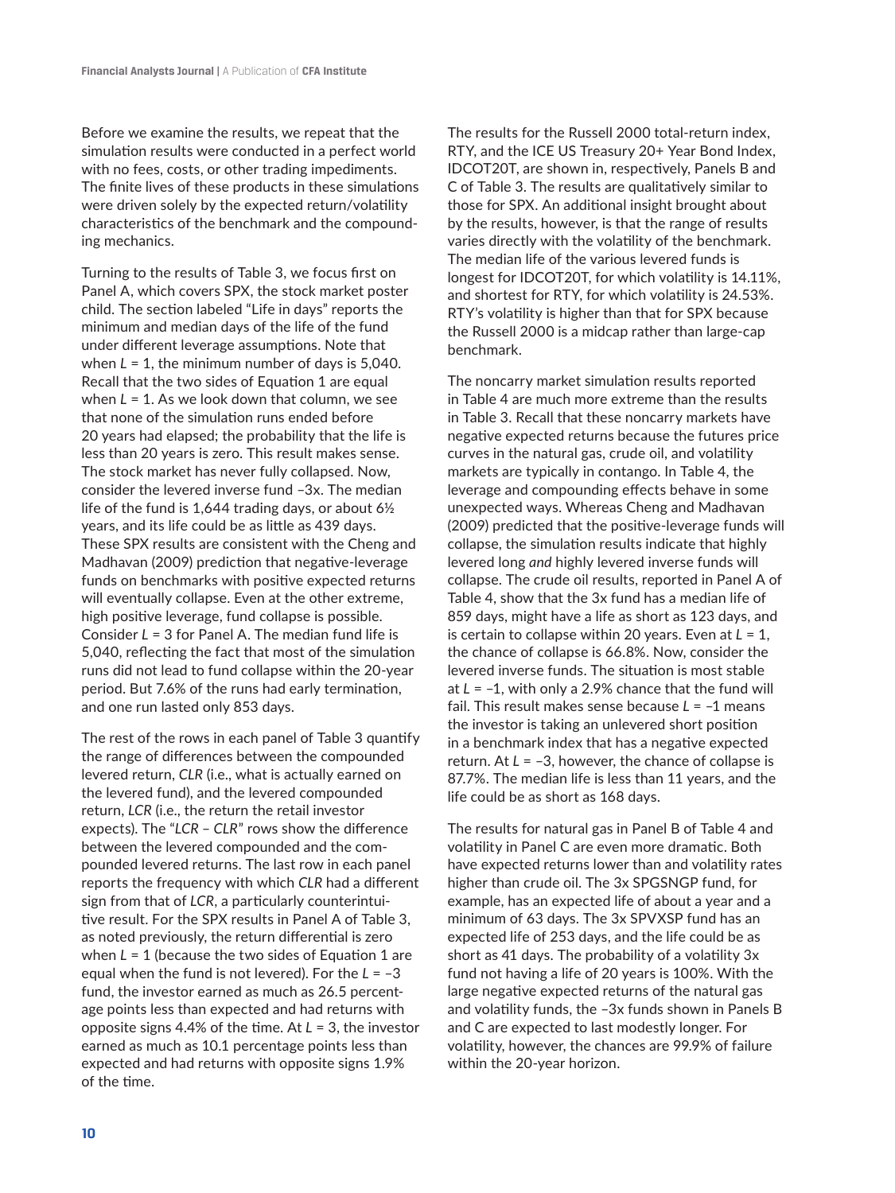Before we examine the results, we repeat that the simulation results were conducted in a perfect world with no fees, costs, or other trading impediments. The finite lives of these products in these simulations were driven solely by the expected return/volatility characteristics of the benchmark and the compounding mechanics.

Turning to the results of Table 3, we focus first on Panel A, which covers SPX, the stock market poster child. The section labeled "Life in days" reports the minimum and median days of the life of the fund under different leverage assumptions. Note that when $L = 1$, the minimum number of days is 5,040. Recall that the two sides of Equation 1 are equal when $L = 1$. As we look down that column, we see that none of the simulation runs ended before 20 years had elapsed; the probability that the life is less than 20 years is zero. This result makes sense. The stock market has never fully collapsed. Now, consider the levered inverse fund –3x. The median life of the fund is 1,644 trading days, or about 6½ years, and its life could be as little as 439 days. These SPX results are consistent with the Cheng and Madhavan (2009) prediction that negative-leverage funds on benchmarks with positive expected returns will eventually collapse. Even at the other extreme, high positive leverage, fund collapse is possible. Consider $L = 3$ for Panel A. The median fund life is 5,040, reflecting the fact that most of the simulation runs did not lead to fund collapse within the 20-year period. But 7.6% of the runs had early termination, and one run lasted only 853 days.

The rest of the rows in each panel of Table 3 quantify the range of differences between the compounded levered return, *CLR* (i.e., what is actually earned on the levered fund), and the levered compounded return, *LCR* (i.e., the return the retail investor expects). The "*LCR* – *CLR*" rows show the difference between the levered compounded and the compounded levered returns. The last row in each panel reports the frequency with which *CLR* had a different sign from that of *LCR*, a particularly counterintuitive result. For the SPX results in Panel A of Table 3, as noted previously, the return differential is zero when $L = 1$ (because the two sides of Equation 1 are equal when the fund is not levered). For the $L = -3$ fund, the investor earned as much as 26.5 percentage points less than expected and had returns with opposite signs 4.4% of the time. At $L = 3$, the investor earned as much as 10.1 percentage points less than expected and had returns with opposite signs 1.9% of the time.

The results for the Russell 2000 total-return index, RTY, and the ICE US Treasury 20+ Year Bond Index, IDCOT20T, are shown in, respectively, Panels B and C of Table 3. The results are qualitatively similar to those for SPX. An additional insight brought about by the results, however, is that the range of results varies directly with the volatility of the benchmark. The median life of the various levered funds is longest for IDCOT20T, for which volatility is 14.11%, and shortest for RTY, for which volatility is 24.53%. RTY's volatility is higher than that for SPX because the Russell 2000 is a midcap rather than large-cap benchmark.

The noncarry market simulation results reported in Table 4 are much more extreme than the results in Table 3. Recall that these noncarry markets have negative expected returns because the futures price curves in the natural gas, crude oil, and volatility markets are typically in contango. In Table 4, the leverage and compounding effects behave in some unexpected ways. Whereas Cheng and Madhavan (2009) predicted that the positive-leverage funds will collapse, the simulation results indicate that highly levered long *and* highly levered inverse funds will collapse. The crude oil results, reported in Panel A of Table 4, show that the 3x fund has a median life of 859 days, might have a life as short as 123 days, and is certain to collapse within 20 years. Even at $L = 1$, the chance of collapse is 66.8%. Now, consider the levered inverse funds. The situation is most stable at $L = -1$, with only a 2.9% chance that the fund will fail. This result makes sense because $L = -1$ means the investor is taking an unlevered short position in a benchmark index that has a negative expected return. At $L = -3$, however, the chance of collapse is 87.7%. The median life is less than 11 years, and the life could be as short as 168 days.

The results for natural gas in Panel B of Table 4 and volatility in Panel C are even more dramatic. Both have expected returns lower than and volatility rates higher than crude oil. The 3x SPGSNGP fund, for example, has an expected life of about a year and a minimum of 63 days. The 3x SPVXSP fund has an expected life of 253 days, and the life could be as short as 41 days. The probability of a volatility 3x fund not having a life of 20 years is 100%. With the large negative expected returns of the natural gas and volatility funds, the –3x funds shown in Panels B and C are expected to last modestly longer. For volatility, however, the chances are 99.9% of failure within the 20-year horizon.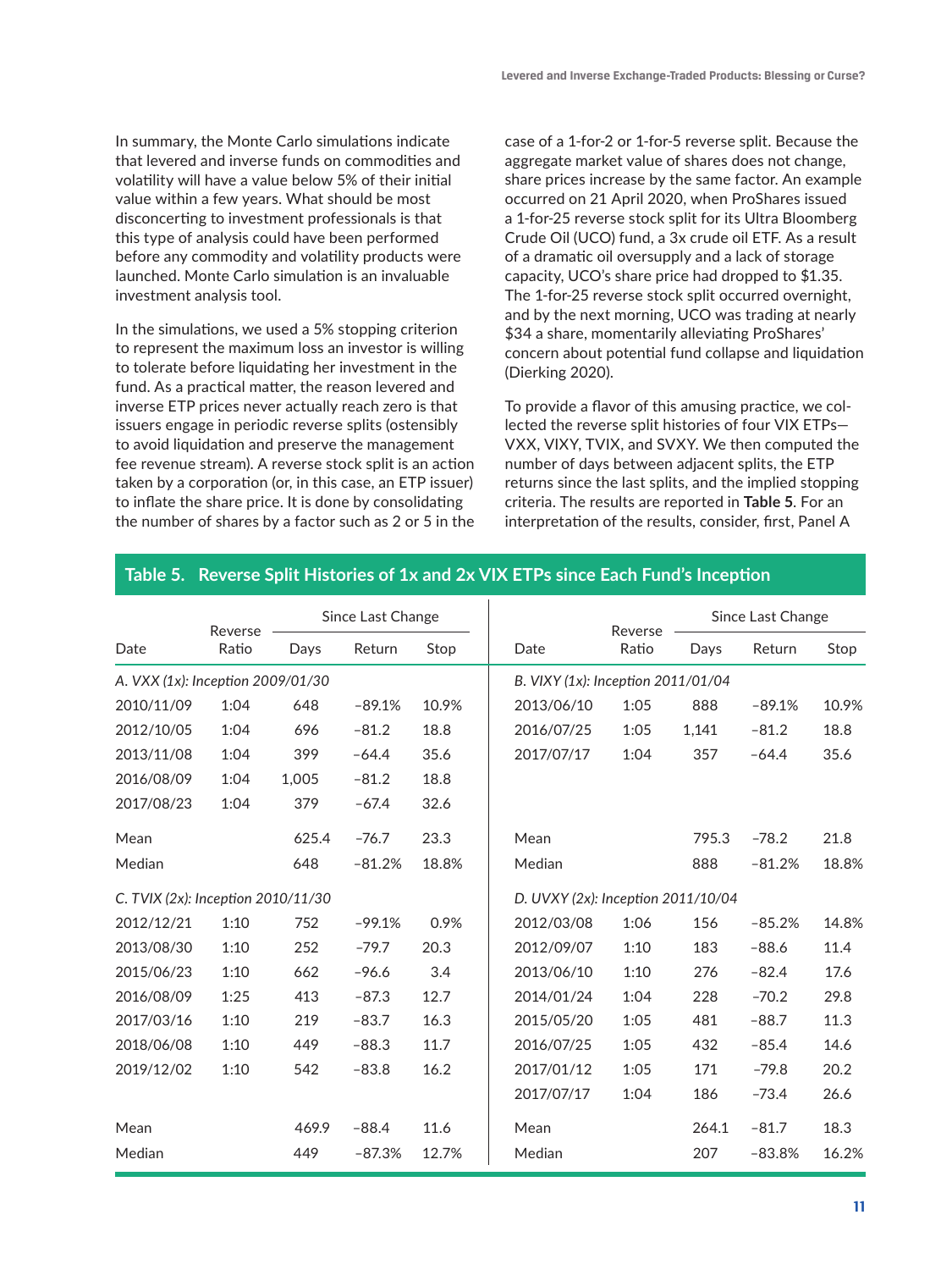In summary, the Monte Carlo simulations indicate that levered and inverse funds on commodities and volatility will have a value below 5% of their initial value within a few years. What should be most disconcerting to investment professionals is that this type of analysis could have been performed before any commodity and volatility products were launched. Monte Carlo simulation is an invaluable investment analysis tool.

In the simulations, we used a 5% stopping criterion to represent the maximum loss an investor is willing to tolerate before liquidating her investment in the fund. As a practical matter, the reason levered and inverse ETP prices never actually reach zero is that issuers engage in periodic reverse splits (ostensibly to avoid liquidation and preserve the management fee revenue stream). A reverse stock split is an action taken by a corporation (or, in this case, an ETP issuer) to inflate the share price. It is done by consolidating the number of shares by a factor such as 2 or 5 in the case of a 1-for-2 or 1-for-5 reverse split. Because the aggregate market value of shares does not change, share prices increase by the same factor. An example occurred on 21 April 2020, when ProShares issued a 1-for-25 reverse stock split for its Ultra Bloomberg Crude Oil (UCO) fund, a 3x crude oil ETF. As a result of a dramatic oil oversupply and a lack of storage capacity, UCO's share price had dropped to $1.35. The 1-for-25 reverse stock split occurred overnight, and by the next morning, UCO was trading at nearly $34 a share, momentarily alleviating ProShares' concern about potential fund collapse and liquidation (Dierking 2020).

To provide a flavor of this amusing practice, we collected the reverse split histories of four VIX ETPs—VXX, VIXY, TVIX, and SVXY. We then computed the number of days between adjacent splits, the ETP returns since the last splits, and the implied stopping criteria. The results are reported in **Table 5**. For an interpretation of the results, consider, first, Panel A

**Table 5. Reverse Split Histories of 1x and 2x VIX ETPs since Each Fund's Inception**

| | | Since Last Change | | | | | Since Last Change | | |
|---|---|---|---|---|---|---|---|---|---|
| Date | Reverse Ratio | Days | Return | Stop | Date | Reverse Ratio | Days | Return | Stop |
| *A. VXX (1x): Inception 2009/01/30* | | | | | *B. VIXY (1x): Inception 2011/01/04* | | | | |
| 2010/11/09 | 1:04 | 648 | −89.1% | 10.9% | 2013/06/10 | 1:05 | 888 | −89.1% | 10.9% |
| 2012/10/05 | 1:04 | 696 | −81.2 | 18.8 | 2016/07/25 | 1:05 | 1,141 | −81.2 | 18.8 |
| 2013/11/08 | 1:04 | 399 | −64.4 | 35.6 | 2017/07/17 | 1:04 | 357 | −64.4 | 35.6 |
| 2016/08/09 | 1:04 | 1,005 | −81.2 | 18.8 | | | | | |
| 2017/08/23 | 1:04 | 379 | −67.4 | 32.6 | | | | | |
| Mean | | 625.4 | −76.7 | 23.3 | Mean | | 795.3 | −78.2 | 21.8 |
| Median | | 648 | −81.2% | 18.8% | Median | | 888 | −81.2% | 18.8% |
| *C. TVIX (2x): Inception 2010/11/30* | | | | | *D. UVXY (2x): Inception 2011/10/04* | | | | |
| 2012/12/21 | 1:10 | 752 | −99.1% | 0.9% | 2012/03/08 | 1:06 | 156 | −85.2% | 14.8% |
| 2013/08/30 | 1:10 | 252 | −79.7 | 20.3 | 2012/09/07 | 1:10 | 183 | −88.6 | 11.4 |
| 2015/06/23 | 1:10 | 662 | −96.6 | 3.4 | 2013/06/10 | 1:10 | 276 | −82.4 | 17.6 |
| 2016/08/09 | 1:25 | 413 | −87.3 | 12.7 | 2014/01/24 | 1:04 | 228 | −70.2 | 29.8 |
| 2017/03/16 | 1:10 | 219 | −83.7 | 16.3 | 2015/05/20 | 1:05 | 481 | −88.7 | 11.3 |
| 2018/06/08 | 1:10 | 449 | −88.3 | 11.7 | 2016/07/25 | 1:05 | 432 | −85.4 | 14.6 |
| 2019/12/02 | 1:10 | 542 | −83.8 | 16.2 | 2017/01/12 | 1:05 | 171 | −79.8 | 20.2 |
| | | | | | 2017/07/17 | 1:04 | 186 | −73.4 | 26.6 |
| Mean | | 469.9 | −88.4 | 11.6 | Mean | | 264.1 | −81.7 | 18.3 |
| Median | | 449 | −87.3% | 12.7% | Median | | 207 | −83.8% | 16.2% |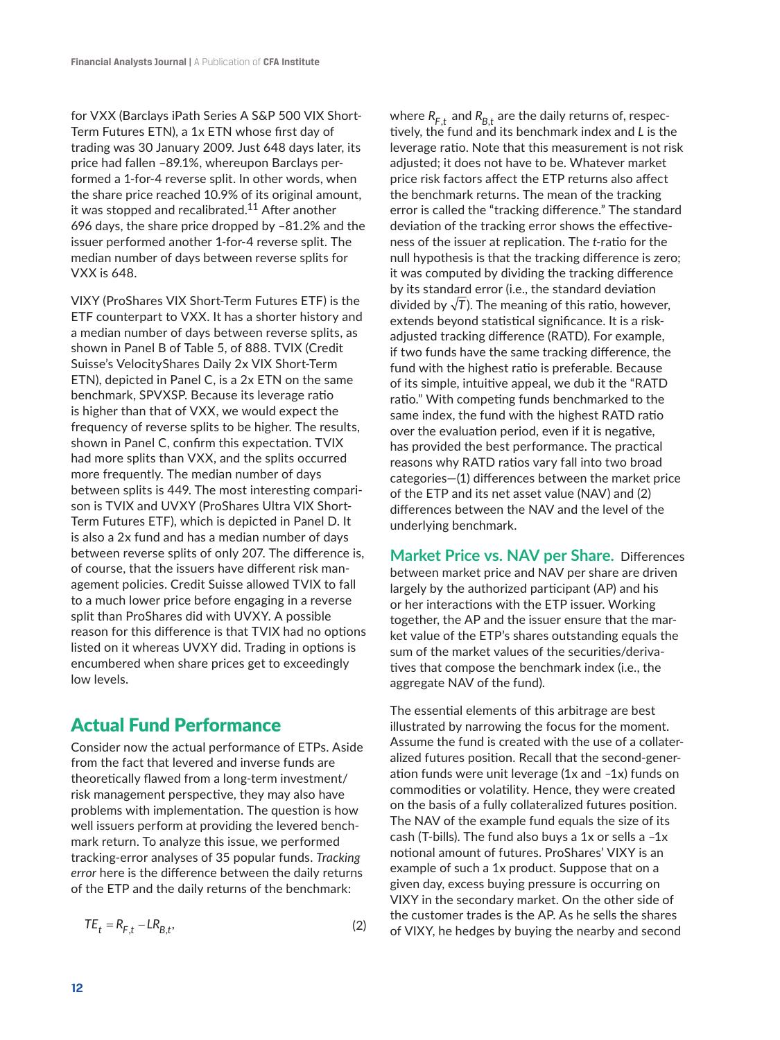for VXX (Barclays iPath Series A S&P 500 VIX Short-Term Futures ETN), a 1x ETN whose first day of trading was 30 January 2009. Just 648 days later, its price had fallen –89.1%, whereupon Barclays performed a 1-for-4 reverse split. In other words, when the share price reached 10.9% of its original amount, it was stopped and recalibrated.[11] After another 696 days, the share price dropped by –81.2% and the issuer performed another 1-for-4 reverse split. The median number of days between reverse splits for VXX is 648.

VIXY (ProShares VIX Short-Term Futures ETF) is the ETF counterpart to VXX. It has a shorter history and a median number of days between reverse splits, as shown in Panel B of Table 5, of 888. TVIX (Credit Suisse's VelocityShares Daily 2x VIX Short-Term ETN), depicted in Panel C, is a 2x ETN on the same benchmark, SPVXSP. Because its leverage ratio is higher than that of VXX, we would expect the frequency of reverse splits to be higher. The results, shown in Panel C, confirm this expectation. TVIX had more splits than VXX, and the splits occurred more frequently. The median number of days between splits is 449. The most interesting comparison is TVIX and UVXY (ProShares Ultra VIX Short-Term Futures ETF), which is depicted in Panel D. It is also a 2x fund and has a median number of days between reverse splits of only 207. The difference is, of course, that the issuers have different risk management policies. Credit Suisse allowed TVIX to fall to a much lower price before engaging in a reverse split than ProShares did with UVXY. A possible reason for this difference is that TVIX had no options listed on it whereas UVXY did. Trading in options is encumbered when share prices get to exceedingly low levels.

## Actual Fund Performance

Consider now the actual performance of ETPs. Aside from the fact that levered and inverse funds are theoretically flawed from a long-term investment/risk management perspective, they may also have problems with implementation. The question is how well issuers perform at providing the levered benchmark return. To analyze this issue, we performed tracking-error analyses of 35 popular funds. *Tracking error* here is the difference between the daily returns of the ETP and the daily returns of the benchmark:

$$TE_t = R_{F,t} - LR_{B,t}, \tag{2}$$

where $R_{F,t}$ and $R_{B,t}$ are the daily returns of, respectively, the fund and its benchmark index and $L$ is the leverage ratio. Note that this measurement is not risk adjusted; it does not have to be. Whatever market price risk factors affect the ETP returns also affect the benchmark returns. The mean of the tracking error is called the "tracking difference." The standard deviation of the tracking error shows the effectiveness of the issuer at replication. The *t*-ratio for the null hypothesis is that the tracking difference is zero; it was computed by dividing the tracking difference by its standard error (i.e., the standard deviation divided by $\sqrt{T}$). The meaning of this ratio, however, extends beyond statistical significance. It is a risk-adjusted tracking difference (RATD). For example, if two funds have the same tracking difference, the fund with the highest ratio is preferable. Because of its simple, intuitive appeal, we dub it the "RATD ratio." With competing funds benchmarked to the same index, the fund with the highest RATD ratio over the evaluation period, even if it is negative, has provided the best performance. The practical reasons why RATD ratios vary fall into two broad categories—(1) differences between the market price of the ETP and its net asset value (NAV) and (2) differences between the NAV and the level of the underlying benchmark.

### Market Price vs. NAV per Share.

Differences between market price and NAV per share are driven largely by the authorized participant (AP) and his or her interactions with the ETP issuer. Working together, the AP and the issuer ensure that the market value of the ETP's shares outstanding equals the sum of the market values of the securities/derivatives that compose the benchmark index (i.e., the aggregate NAV of the fund).

The essential elements of this arbitrage are best illustrated by narrowing the focus for the moment. Assume the fund is created with the use of a collateralized futures position. Recall that the second-generation funds were unit leverage (1x and –1x) funds on commodities or volatility. Hence, they were created on the basis of a fully collateralized futures position. The NAV of the example fund equals the size of its cash (T-bills). The fund also buys a 1x or sells a –1x notional amount of futures. ProShares' VIXY is an example of such a 1x product. Suppose that on a given day, excess buying pressure is occurring on VIXY in the secondary market. On the other side of the customer trades is the AP. As he sells the shares of VIXY, he hedges by buying the nearby and second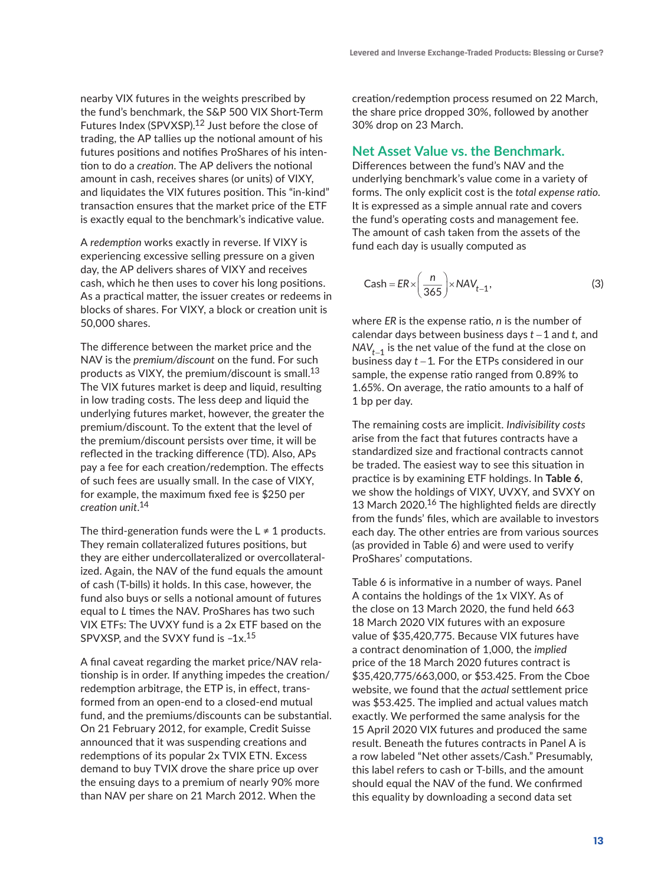nearby VIX futures in the weights prescribed by the fund's benchmark, the S&P 500 VIX Short-Term Futures Index (SPVXSP).[12] Just before the close of trading, the AP tallies up the notional amount of his futures positions and notifies ProShares of his intention to do a *creation*. The AP delivers the notional amount in cash, receives shares (or units) of VIXY, and liquidates the VIX futures position. This "in-kind" transaction ensures that the market price of the ETF is exactly equal to the benchmark's indicative value.

A *redemption* works exactly in reverse. If VIXY is experiencing excessive selling pressure on a given day, the AP delivers shares of VIXY and receives cash, which he then uses to cover his long positions. As a practical matter, the issuer creates or redeems in blocks of shares. For VIXY, a block or creation unit is 50,000 shares.

The difference between the market price and the NAV is the *premium/discount* on the fund. For such products as VIXY, the premium/discount is small.[13] The VIX futures market is deep and liquid, resulting in low trading costs. The less deep and liquid the underlying futures market, however, the greater the premium/discount. To the extent that the level of the premium/discount persists over time, it will be reflected in the tracking difference (TD). Also, APs pay a fee for each creation/redemption. The effects of such fees are usually small. In the case of VIXY, for example, the maximum fixed fee is $250 per *creation unit*.[14]

The third-generation funds were the $L \neq 1$ products. They remain collateralized futures positions, but they are either undercollateralized or overcollateralized. Again, the NAV of the fund equals the amount of cash (T-bills) it holds. In this case, however, the fund also buys or sells a notional amount of futures equal to *L* times the NAV. ProShares has two such VIX ETFs: The UVXY fund is a 2x ETF based on the SPVXSP, and the SVXY fund is –1x.[15]

A final caveat regarding the market price/NAV relationship is in order. If anything impedes the creation/redemption arbitrage, the ETP is, in effect, transformed from an open-end to a closed-end mutual fund, and the premiums/discounts can be substantial. On 21 February 2012, for example, Credit Suisse announced that it was suspending creations and redemptions of its popular 2x TVIX ETN. Excess demand to buy TVIX drove the share price up over the ensuing days to a premium of nearly 90% more than NAV per share on 21 March 2012. When the creation/redemption process resumed on 22 March, the share price dropped 30%, followed by another 30% drop on 23 March.

## Net Asset Value vs. the Benchmark.

Differences between the fund's NAV and the underlying benchmark's value come in a variety of forms. The only explicit cost is the *total expense ratio*. It is expressed as a simple annual rate and covers the fund's operating costs and management fee. The amount of cash taken from the assets of the fund each day is usually computed as

$$\text{Cash} = ER \times \left(\frac{n}{365}\right) \times NAV_{t-1}, \tag{3}$$

where *ER* is the expense ratio, *n* is the number of calendar days between business days $t-1$ and *t*, and $NAV_{t-1}$ is the net value of the fund at the close on business day $t-1$. For the ETPs considered in our sample, the expense ratio ranged from 0.89% to 1.65%. On average, the ratio amounts to a half of 1 bp per day.

The remaining costs are implicit. *Indivisibility costs* arise from the fact that futures contracts have a standardized size and fractional contracts cannot be traded. The easiest way to see this situation in practice is by examining ETF holdings. In **Table 6**, we show the holdings of VIXY, UVXY, and SVXY on 13 March 2020.[16] The highlighted fields are directly from the funds' files, which are available to investors each day. The other entries are from various sources (as provided in Table 6) and were used to verify ProShares' computations.

Table 6 is informative in a number of ways. Panel A contains the holdings of the 1x VIXY. As of the close on 13 March 2020, the fund held 663 18 March 2020 VIX futures with an exposure value of $35,420,775. Because VIX futures have a contract denomination of 1,000, the *implied* price of the 18 March 2020 futures contract is $35,420,775/663,000, or $53.425. From the Cboe website, we found that the *actual* settlement price was $53.425. The implied and actual values match exactly. We performed the same analysis for the 15 April 2020 VIX futures and produced the same result. Beneath the futures contracts in Panel A is a row labeled "Net other assets/Cash." Presumably, this label refers to cash or T-bills, and the amount should equal the NAV of the fund. We confirmed this equality by downloading a second data set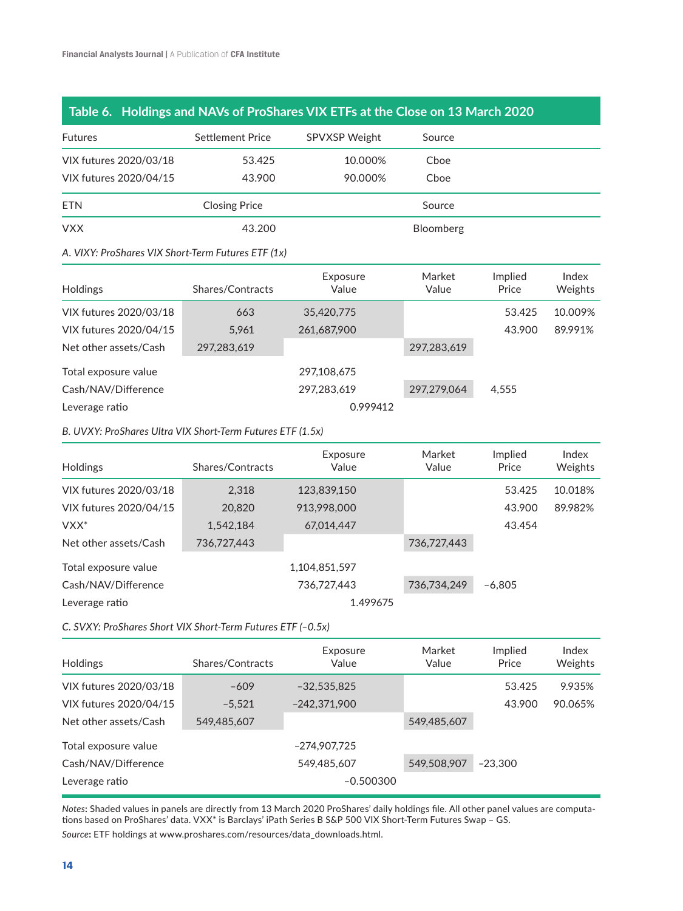## Table 6. Holdings and NAVs of ProShares VIX ETFs at the Close on 13 March 2020

| Futures | Settlement Price | SPVXSP Weight | Source |
|---|---|---|---|
| VIX futures 2020/03/18 | 53.425 | 10.000% | Cboe |
| VIX futures 2020/04/15 | 43.900 | 90.000% | Cboe |

| ETN | Closing Price | | Source |
|---|---|---|---|
| VXX | 43.200 | | Bloomberg |

*A. VIXY: ProShares VIX Short-Term Futures ETF (1x)*

| Holdings | Shares/Contracts | Exposure Value | Market Value | Implied Price | Index Weights |
|---|---|---|---|---|---|
| VIX futures 2020/03/18 | 663 | 35,420,775 | | 53.425 | 10.009% |
| VIX futures 2020/04/15 | 5,961 | 261,687,900 | | 43.900 | 89.991% |
| Net other assets/Cash | 297,283,619 | | 297,283,619 | | |
| Total exposure value | | 297,108,675 | | | |
| Cash/NAV/Difference | | 297,283,619 | 297,279,064 | 4,555 | |
| Leverage ratio | | 0.999412 | | | |

*B. UVXY: ProShares Ultra VIX Short-Term Futures ETF (1.5x)*

| Holdings | Shares/Contracts | Exposure Value | Market Value | Implied Price | Index Weights |
|---|---|---|---|---|---|
| VIX futures 2020/03/18 | 2,318 | 123,839,150 | | 53.425 | 10.018% |
| VIX futures 2020/04/15 | 20,820 | 913,998,000 | | 43.900 | 89.982% |
| VXX* | 1,542,184 | 67,014,447 | | 43.454 | |
| Net other assets/Cash | 736,727,443 | | 736,727,443 | | |
| Total exposure value | | 1,104,851,597 | | | |
| Cash/NAV/Difference | | 736,727,443 | 736,734,249 | −6,805 | |
| Leverage ratio | | 1.499675 | | | |

*C. SVXY: ProShares Short VIX Short-Term Futures ETF (−0.5x)*

| Holdings | Shares/Contracts | Exposure Value | Market Value | Implied Price | Index Weights |
|---|---|---|---|---|---|
| VIX futures 2020/03/18 | −609 | −32,535,825 | | 53.425 | 9.935% |
| VIX futures 2020/04/15 | −5,521 | −242,371,900 | | 43.900 | 90.065% |
| Net other assets/Cash | 549,485,607 | | 549,485,607 | | |
| Total exposure value | | −274,907,725 | | | |
| Cash/NAV/Difference | | 549,485,607 | 549,508,907 | −23,300 | |
| Leverage ratio | | −0.500300 | | | |

*Notes*: Shaded values in panels are directly from 13 March 2020 ProShares' daily holdings file. All other panel values are computations based on ProShares' data. VXX* is Barclays' iPath Series B S&P 500 VIX Short-Term Futures Swap – GS.

*Source*: ETF holdings at www.proshares.com/resources/data_downloads.html.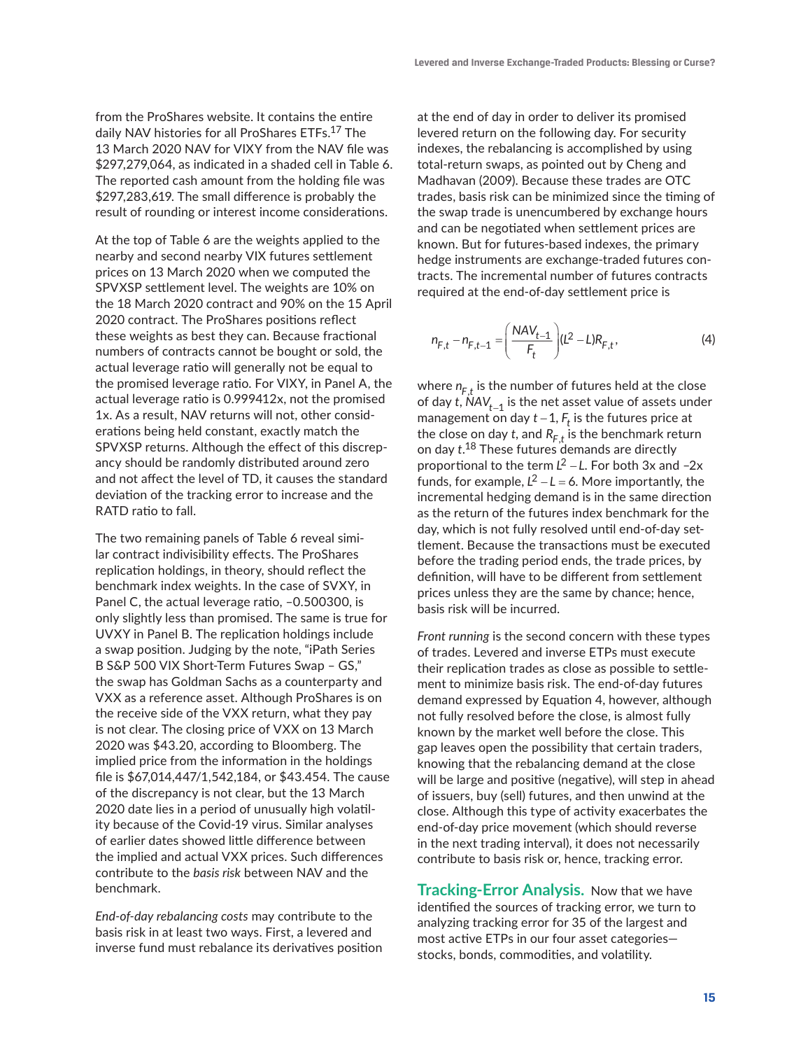from the ProShares website. It contains the entire daily NAV histories for all ProShares ETFs.[17] The 13 March 2020 NAV for VIXY from the NAV file was $297,279,064, as indicated in a shaded cell in Table 6. The reported cash amount from the holding file was $297,283,619. The small difference is probably the result of rounding or interest income considerations.

At the top of Table 6 are the weights applied to the nearby and second nearby VIX futures settlement prices on 13 March 2020 when we computed the SPVXSP settlement level. The weights are 10% on the 18 March 2020 contract and 90% on the 15 April 2020 contract. The ProShares positions reflect these weights as best they can. Because fractional numbers of contracts cannot be bought or sold, the actual leverage ratio will generally not be equal to the promised leverage ratio. For VIXY, in Panel A, the actual leverage ratio is 0.999412x, not the promised 1x. As a result, NAV returns will not, other considerations being held constant, exactly match the SPVXSP returns. Although the effect of this discrepancy should be randomly distributed around zero and not affect the level of TD, it causes the standard deviation of the tracking error to increase and the RATD ratio to fall.

The two remaining panels of Table 6 reveal similar contract indivisibility effects. The ProShares replication holdings, in theory, should reflect the benchmark index weights. In the case of SVXY, in Panel C, the actual leverage ratio, –0.500300, is only slightly less than promised. The same is true for UVXY in Panel B. The replication holdings include a swap position. Judging by the note, "iPath Series B S&P 500 VIX Short-Term Futures Swap – GS," the swap has Goldman Sachs as a counterparty and VXX as a reference asset. Although ProShares is on the receive side of the VXX return, what they pay is not clear. The closing price of VXX on 13 March 2020 was $43.20, according to Bloomberg. The implied price from the information in the holdings file is $67,014,447/1,542,184, or $43.454. The cause of the discrepancy is not clear, but the 13 March 2020 date lies in a period of unusually high volatility because of the Covid-19 virus. Similar analyses of earlier dates showed little difference between the implied and actual VXX prices. Such differences contribute to the *basis risk* between NAV and the benchmark.

*End-of-day rebalancing costs* may contribute to the basis risk in at least two ways. First, a levered and inverse fund must rebalance its derivatives position at the end of day in order to deliver its promised levered return on the following day. For security indexes, the rebalancing is accomplished by using total-return swaps, as pointed out by Cheng and Madhavan (2009). Because these trades are OTC trades, basis risk can be minimized since the timing of the swap trade is unencumbered by exchange hours and can be negotiated when settlement prices are known. But for futures-based indexes, the primary hedge instruments are exchange-traded futures contracts. The incremental number of futures contracts required at the end-of-day settlement price is

$$n_{F,t} - n_{F,t-1} = \left(\frac{NAV_{t-1}}{F_t}\right)(L^2 - L)R_{F,t}, \tag{4}$$

where $n_{F,t}$ is the number of futures held at the close of day $t$, $NAV_{t-1}$ is the net asset value of assets under management on day $t-1$, $F_t$ is the futures price at the close on day $t$, and $R_{F,t}$ is the benchmark return on day $t$.[18] These futures demands are directly proportional to the term $L^2 - L$. For both 3x and –2x funds, for example, $L^2 - L = 6$. More importantly, the incremental hedging demand is in the same direction as the return of the futures index benchmark for the day, which is not fully resolved until end-of-day settlement. Because the transactions must be executed before the trading period ends, the trade prices, by definition, will have to be different from settlement prices unless they are the same by chance; hence, basis risk will be incurred.

*Front running* is the second concern with these types of trades. Levered and inverse ETPs must execute their replication trades as close as possible to settlement to minimize basis risk. The end-of-day futures demand expressed by Equation 4, however, although not fully resolved before the close, is almost fully known by the market well before the close. This gap leaves open the possibility that certain traders, knowing that the rebalancing demand at the close will be large and positive (negative), will step in ahead of issuers, buy (sell) futures, and then unwind at the close. Although this type of activity exacerbates the end-of-day price movement (which should reverse in the next trading interval), it does not necessarily contribute to basis risk or, hence, tracking error.

**Tracking-Error Analysis.** Now that we have identified the sources of tracking error, we turn to analyzing tracking error for 35 of the largest and most active ETPs in our four asset categories—stocks, bonds, commodities, and volatility.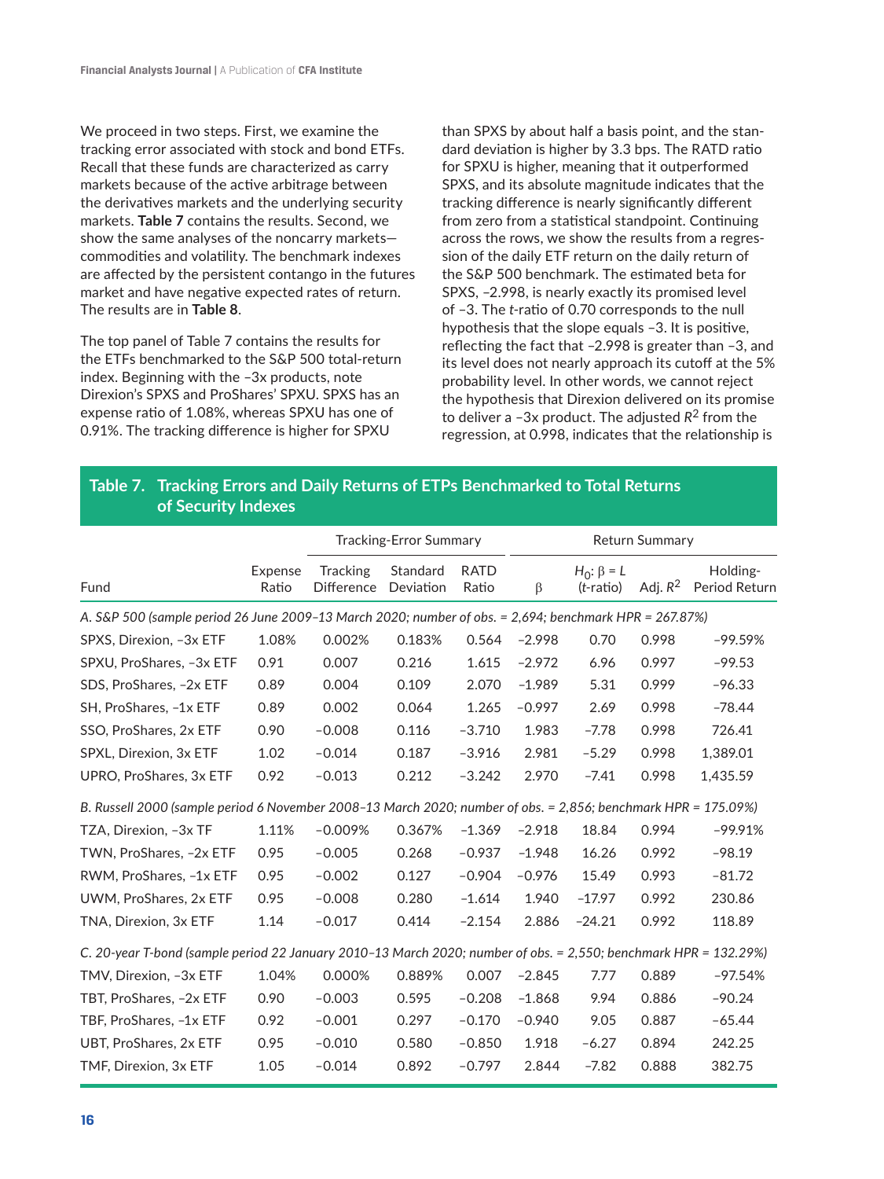We proceed in two steps. First, we examine the tracking error associated with stock and bond ETFs. Recall that these funds are characterized as carry markets because of the active arbitrage between the derivatives markets and the underlying security markets. **Table 7** contains the results. Second, we show the same analyses of the noncarry markets—commodities and volatility. The benchmark indexes are affected by the persistent contango in the futures market and have negative expected rates of return. The results are in **Table 8**.

The top panel of Table 7 contains the results for the ETFs benchmarked to the S&P 500 total-return index. Beginning with the –3x products, note Direxion's SPXS and ProShares' SPXU. SPXS has an expense ratio of 1.08%, whereas SPXU has one of 0.91%. The tracking difference is higher for SPXU than SPXS by about half a basis point, and the standard deviation is higher by 3.3 bps. The RATD ratio for SPXU is higher, meaning that it outperformed SPXS, and its absolute magnitude indicates that the tracking difference is nearly significantly different from zero from a statistical standpoint. Continuing across the rows, we show the results from a regression of the daily ETF return on the daily return of the S&P 500 benchmark. The estimated beta for SPXS, –2.998, is nearly exactly its promised level of –3. The *t*-ratio of 0.70 corresponds to the null hypothesis that the slope equals –3. It is positive, reflecting the fact that –2.998 is greater than –3, and its level does not nearly approach its cutoff at the 5% probability level. In other words, we cannot reject the hypothesis that Direxion delivered on its promise to deliver a –3x product. The adjusted $R^2$ from the regression, at 0.998, indicates that the relationship is

**Table 7. Tracking Errors and Daily Returns of ETPs Benchmarked to Total Returns of Security Indexes**

| | | Tracking-Error Summary | | | Return Summary | | | |
|---|---|---|---|---|---|---|---|---|
| Fund | Expense Ratio | Tracking Difference | Standard Deviation | RATD Ratio | $\beta$ | $H_0$: $\beta = L$ (*t*-ratio) | Adj. $R^2$ | Holding-Period Return |
| *A. S&P 500 (sample period 26 June 2009–13 March 2020; number of obs. = 2,694; benchmark HPR = 267.87%)* | | | | | | | | |
| SPXS, Direxion, –3x ETF | 1.08% | 0.002% | 0.183% | 0.564 | –2.998 | 0.70 | 0.998 | –99.59% |
| SPXU, ProShares, –3x ETF | 0.91 | 0.007 | 0.216 | 1.615 | –2.972 | 6.96 | 0.997 | –99.53 |
| SDS, ProShares, –2x ETF | 0.89 | 0.004 | 0.109 | 2.070 | –1.989 | 5.31 | 0.999 | –96.33 |
| SH, ProShares, –1x ETF | 0.89 | 0.002 | 0.064 | 1.265 | –0.997 | 2.69 | 0.998 | –78.44 |
| SSO, ProShares, 2x ETF | 0.90 | –0.008 | 0.116 | –3.710 | 1.983 | –7.78 | 0.998 | 726.41 |
| SPXL, Direxion, 3x ETF | 1.02 | –0.014 | 0.187 | –3.916 | 2.981 | –5.29 | 0.998 | 1,389.01 |
| UPRO, ProShares, 3x ETF | 0.92 | –0.013 | 0.212 | –3.242 | 2.970 | –7.41 | 0.998 | 1,435.59 |
| *B. Russell 2000 (sample period 6 November 2008–13 March 2020; number of obs. = 2,856; benchmark HPR = 175.09%)* | | | | | | | | |
| TZA, Direxion, –3x TF | 1.11% | –0.009% | 0.367% | –1.369 | –2.918 | 18.84 | 0.994 | –99.91% |
| TWN, ProShares, –2x ETF | 0.95 | –0.005 | 0.268 | –0.937 | –1.948 | 16.26 | 0.992 | –98.19 |
| RWM, ProShares, –1x ETF | 0.95 | –0.002 | 0.127 | –0.904 | –0.976 | 15.49 | 0.993 | –81.72 |
| UWM, ProShares, 2x ETF | 0.95 | –0.008 | 0.280 | –1.614 | 1.940 | –17.97 | 0.992 | 230.86 |
| TNA, Direxion, 3x ETF | 1.14 | –0.017 | 0.414 | –2.154 | 2.886 | –24.21 | 0.992 | 118.89 |
| *C. 20-year T-bond (sample period 22 January 2010–13 March 2020; number of obs. = 2,550; benchmark HPR = 132.29%)* | | | | | | | | |
| TMV, Direxion, –3x ETF | 1.04% | 0.000% | 0.889% | 0.007 | –2.845 | 7.77 | 0.889 | –97.54% |
| TBT, ProShares, –2x ETF | 0.90 | –0.003 | 0.595 | –0.208 | –1.868 | 9.94 | 0.886 | –90.24 |
| TBF, ProShares, –1x ETF | 0.92 | –0.001 | 0.297 | –0.170 | –0.940 | 9.05 | 0.887 | –65.44 |
| UBT, ProShares, 2x ETF | 0.95 | –0.010 | 0.580 | –0.850 | 1.918 | –6.27 | 0.894 | 242.25 |
| TMF, Direxion, 3x ETF | 1.05 | –0.014 | 0.892 | –0.797 | 2.844 | –7.82 | 0.888 | 382.75 |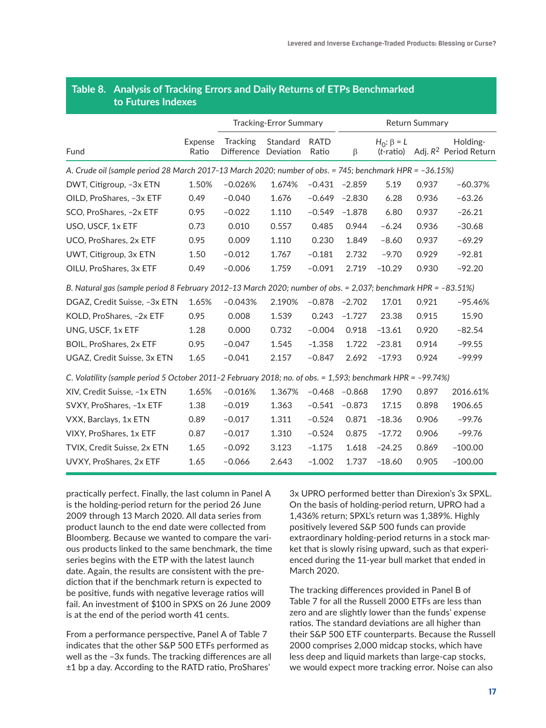## Table 8. Analysis of Tracking Errors and Daily Returns of ETPs Benchmarked to Futures Indexes

| Fund | Expense Ratio | Tracking-Error Summary | | | Return Summary | | | |
|---|---|---|---|---|---|---|---|---|
| | | Tracking Difference | Standard Deviation | RATD Ratio | β | $H_0$: β = *L* (*t*-ratio) | Adj. $R^2$ | Holding-Period Return |
| *A. Crude oil (sample period 28 March 2017–13 March 2020; number of obs. = 745; benchmark HPR = –36.15%)* | | | | | | | | |
| DWT, Citigroup, –3x ETN | 1.50% | –0.026% | 1.674% | –0.431 | –2.859 | 5.19 | 0.937 | –60.37% |
| OILD, ProShares, –3x ETF | 0.49 | –0.040 | 1.676 | –0.649 | –2.830 | 6.28 | 0.936 | –63.26 |
| SCO, ProShares, –2x ETF | 0.95 | –0.022 | 1.110 | –0.549 | –1.878 | 6.80 | 0.937 | –26.21 |
| USO, USCF, 1x ETF | 0.73 | 0.010 | 0.557 | 0.485 | 0.944 | –6.24 | 0.936 | –30.68 |
| UCO, ProShares, 2x ETF | 0.95 | 0.009 | 1.110 | 0.230 | 1.849 | –8.60 | 0.937 | –69.29 |
| UWT, Citigroup, 3x ETN | 1.50 | –0.012 | 1.767 | –0.181 | 2.732 | –9.70 | 0.929 | –92.81 |
| OILU, ProShares, 3x ETF | 0.49 | –0.006 | 1.759 | –0.091 | 2.719 | –10.29 | 0.930 | –92.20 |
| *B. Natural gas (sample period 8 February 2012–13 March 2020; number of obs. = 2,037; benchmark HPR = –83.51%)* | | | | | | | | |
| DGAZ, Credit Suisse, –3x ETN | 1.65% | –0.043% | 2.190% | –0.878 | –2.702 | 17.01 | 0.921 | –95.46% |
| KOLD, ProShares, –2x ETF | 0.95 | 0.008 | 1.539 | 0.243 | –1.727 | 23.38 | 0.915 | 15.90 |
| UNG, USCF, 1x ETF | 1.28 | 0.000 | 0.732 | –0.004 | 0.918 | –13.61 | 0.920 | –82.54 |
| BOIL, ProShares, 2x ETF | 0.95 | –0.047 | 1.545 | –1.358 | 1.722 | –23.81 | 0.914 | –99.55 |
| UGAZ, Credit Suisse, 3x ETN | 1.65 | –0.041 | 2.157 | –0.847 | 2.692 | –17.93 | 0.924 | –99.99 |
| *C. Volatility (sample period 5 October 2011–2 February 2018; no. of obs. = 1,593; benchmark HPR = –99.74%)* | | | | | | | | |
| XIV, Credit Suisse, –1x ETN | 1.65% | –0.016% | 1.367% | –0.468 | –0.868 | 17.90 | 0.897 | 2016.61% |
| SVXY, ProShares, –1x ETF | 1.38 | –0.019 | 1.363 | –0.541 | –0.873 | 17.15 | 0.898 | 1906.65 |
| VXX, Barclays, 1x ETN | 0.89 | –0.017 | 1.311 | –0.524 | 0.871 | –18.36 | 0.906 | –99.76 |
| VIXY, ProShares, 1x ETF | 0.87 | –0.017 | 1.310 | –0.524 | 0.875 | –17.72 | 0.906 | –99.76 |
| TVIX, Credit Suisse, 2x ETN | 1.65 | –0.092 | 3.123 | –1.175 | 1.618 | –24.25 | 0.869 | –100.00 |
| UVXY, ProShares, 2x ETF | 1.65 | –0.066 | 2.643 | –1.002 | 1.737 | –18.60 | 0.905 | –100.00 |

practically perfect. Finally, the last column in Panel A is the holding-period return for the period 26 June 2009 through 13 March 2020. All data series from product launch to the end date were collected from Bloomberg. Because we wanted to compare the various products linked to the same benchmark, the time series begins with the ETP with the latest launch date. Again, the results are consistent with the prediction that if the benchmark return is expected to be positive, funds with negative leverage ratios will fail. An investment of $100 in SPXS on 26 June 2009 is at the end of the period worth 41 cents.

From a performance perspective, Panel A of Table 7 indicates that the other S&P 500 ETFs performed as well as the –3x funds. The tracking differences are all ±1 bp a day. According to the RATD ratio, ProShares' 3x UPRO performed better than Direxion's 3x SPXL. On the basis of holding-period return, UPRO had a 1,436% return; SPXL's return was 1,389%. Highly positively levered S&P 500 funds can provide extraordinary holding-period returns in a stock market that is slowly rising upward, such as that experienced during the 11-year bull market that ended in March 2020.

The tracking differences provided in Panel B of Table 7 for all the Russell 2000 ETFs are less than zero and are slightly lower than the funds' expense ratios. The standard deviations are all higher than their S&P 500 ETF counterparts. Because the Russell 2000 comprises 2,000 midcap stocks, which have less deep and liquid markets than large-cap stocks, we would expect more tracking error. Noise can also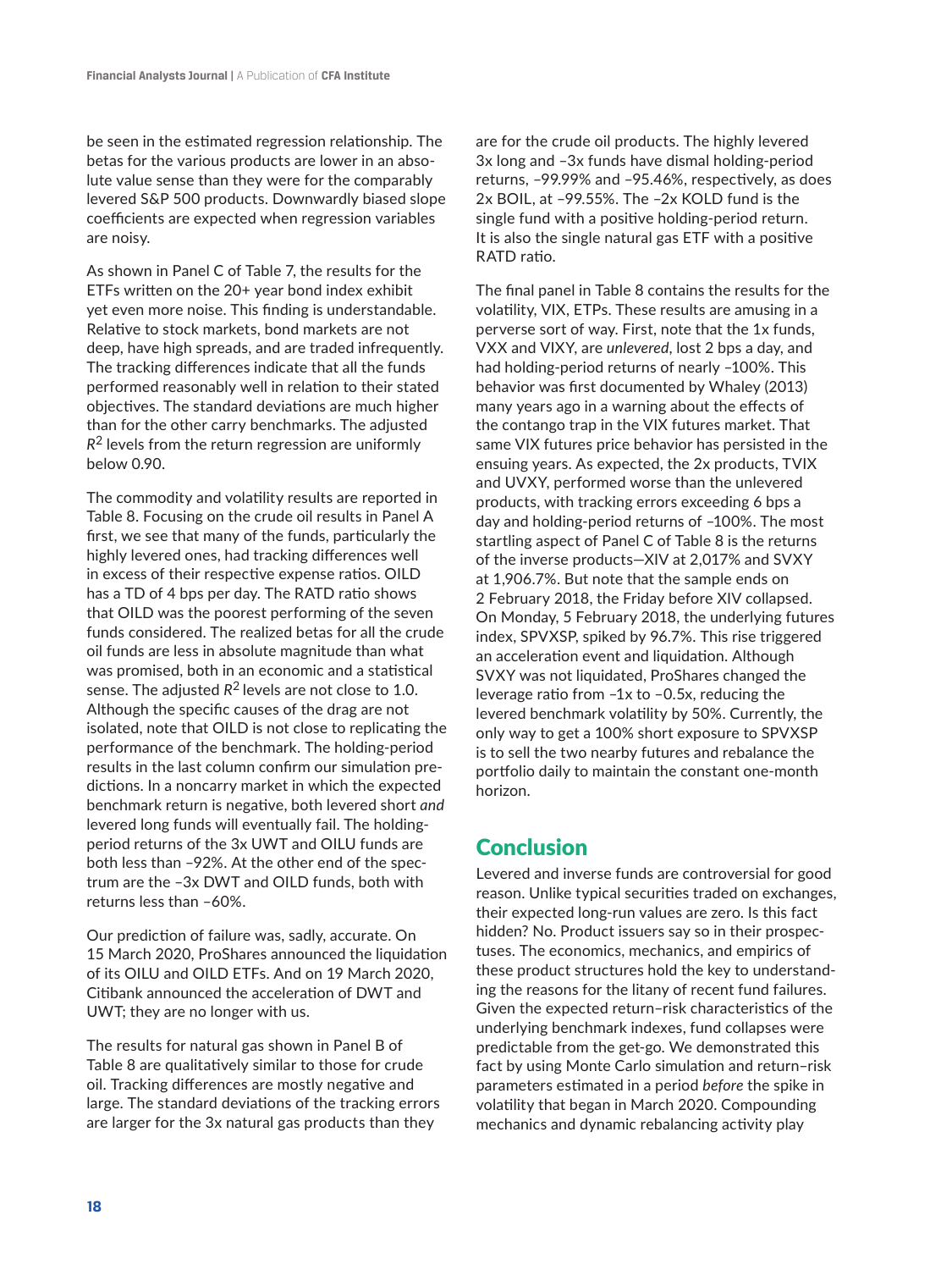be seen in the estimated regression relationship. The betas for the various products are lower in an absolute value sense than they were for the comparably levered S&P 500 products. Downwardly biased slope coefficients are expected when regression variables are noisy.

As shown in Panel C of Table 7, the results for the ETFs written on the 20+ year bond index exhibit yet even more noise. This finding is understandable. Relative to stock markets, bond markets are not deep, have high spreads, and are traded infrequently. The tracking differences indicate that all the funds performed reasonably well in relation to their stated objectives. The standard deviations are much higher than for the other carry benchmarks. The adjusted $R^2$ levels from the return regression are uniformly below 0.90.

The commodity and volatility results are reported in Table 8. Focusing on the crude oil results in Panel A first, we see that many of the funds, particularly the highly levered ones, had tracking differences well in excess of their respective expense ratios. OILD has a TD of 4 bps per day. The RATD ratio shows that OILD was the poorest performing of the seven funds considered. The realized betas for all the crude oil funds are less in absolute magnitude than what was promised, both in an economic and a statistical sense. The adjusted $R^2$ levels are not close to 1.0. Although the specific causes of the drag are not isolated, note that OILD is not close to replicating the performance of the benchmark. The holding-period results in the last column confirm our simulation predictions. In a noncarry market in which the expected benchmark return is negative, both levered short *and* levered long funds will eventually fail. The holding-period returns of the 3x UWT and OILU funds are both less than –92%. At the other end of the spectrum are the –3x DWT and OILD funds, both with returns less than –60%.

Our prediction of failure was, sadly, accurate. On 15 March 2020, ProShares announced the liquidation of its OILU and OILD ETFs. And on 19 March 2020, Citibank announced the acceleration of DWT and UWT; they are no longer with us.

The results for natural gas shown in Panel B of Table 8 are qualitatively similar to those for crude oil. Tracking differences are mostly negative and large. The standard deviations of the tracking errors are larger for the 3x natural gas products than they are for the crude oil products. The highly levered 3x long and –3x funds have dismal holding-period returns, –99.99% and –95.46%, respectively, as does 2x BOIL, at –99.55%. The –2x KOLD fund is the single fund with a positive holding-period return. It is also the single natural gas ETF with a positive RATD ratio.

The final panel in Table 8 contains the results for the volatility, VIX, ETPs. These results are amusing in a perverse sort of way. First, note that the 1x funds, VXX and VIXY, are *unlevered*, lost 2 bps a day, and had holding-period returns of nearly –100%. This behavior was first documented by Whaley (2013) many years ago in a warning about the effects of the contango trap in the VIX futures market. That same VIX futures price behavior has persisted in the ensuing years. As expected, the 2x products, TVIX and UVXY, performed worse than the unlevered products, with tracking errors exceeding 6 bps a day and holding-period returns of –100%. The most startling aspect of Panel C of Table 8 is the returns of the inverse products—XIV at 2,017% and SVXY at 1,906.7%. But note that the sample ends on 2 February 2018, the Friday before XIV collapsed. On Monday, 5 February 2018, the underlying futures index, SPVXSP, spiked by 96.7%. This rise triggered an acceleration event and liquidation. Although SVXY was not liquidated, ProShares changed the leverage ratio from –1x to –0.5x, reducing the levered benchmark volatility by 50%. Currently, the only way to get a 100% short exposure to SPVXSP is to sell the two nearby futures and rebalance the portfolio daily to maintain the constant one-month horizon.

## Conclusion

Levered and inverse funds are controversial for good reason. Unlike typical securities traded on exchanges, their expected long-run values are zero. Is this fact hidden? No. Product issuers say so in their prospectuses. The economics, mechanics, and empirics of these product structures hold the key to understanding the reasons for the litany of recent fund failures. Given the expected return–risk characteristics of the underlying benchmark indexes, fund collapses were predictable from the get-go. We demonstrated this fact by using Monte Carlo simulation and return–risk parameters estimated in a period *before* the spike in volatility that began in March 2020. Compounding mechanics and dynamic rebalancing activity play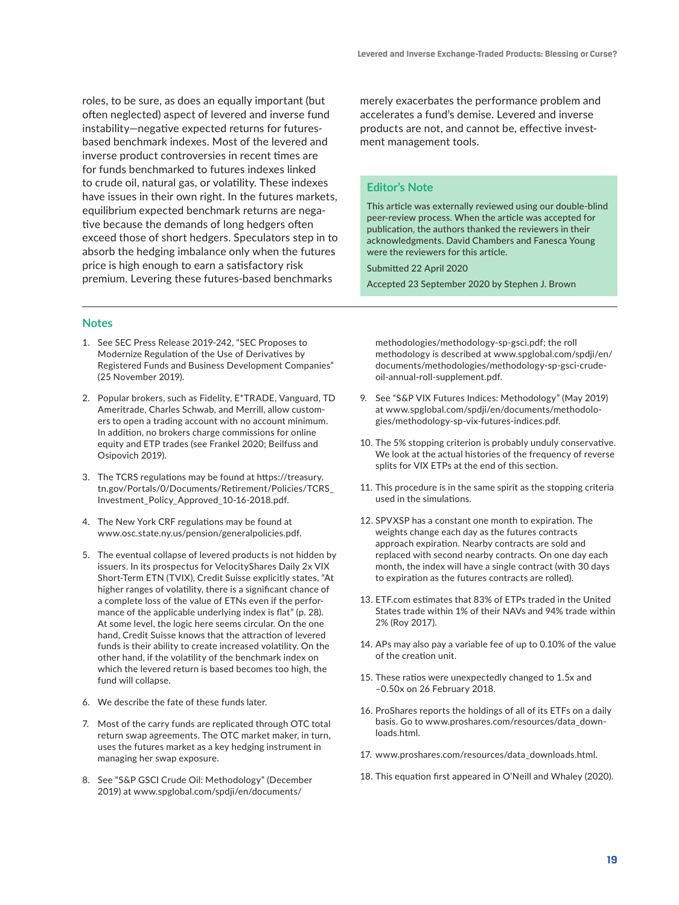roles, to be sure, as does an equally important (but often neglected) aspect of levered and inverse fund instability—negative expected returns for futures-based benchmark indexes. Most of the levered and inverse product controversies in recent times are for funds benchmarked to futures indexes linked to crude oil, natural gas, or volatility. These indexes have issues in their own right. In the futures markets, equilibrium expected benchmark returns are negative because the demands of long hedgers often exceed those of short hedgers. Speculators step in to absorb the hedging imbalance only when the futures price is high enough to earn a satisfactory risk premium. Levering these futures-based benchmarks merely exacerbates the performance problem and accelerates a fund's demise. Levered and inverse products are not, and cannot be, effective investment management tools.

### Editor's Note

This article was externally reviewed using our double-blind peer-review process. When the article was accepted for publication, the authors thanked the reviewers in their acknowledgments. David Chambers and Fanesca Young were the reviewers for this article.

Submitted 22 April 2020

Accepted 23 September 2020 by Stephen J. Brown

## Notes

1. See SEC Press Release 2019-242, "SEC Proposes to Modernize Regulation of the Use of Derivatives by Registered Funds and Business Development Companies" (25 November 2019).

2. Popular brokers, such as Fidelity, E*TRADE, Vanguard, TD Ameritrade, Charles Schwab, and Merrill, allow customers to open a trading account with no account minimum. In addition, no brokers charge commissions for online equity and ETP trades (see Frankel 2020; Beilfuss and Osipovich 2019).

3. The TCRS regulations may be found at https://treasury.tn.gov/Portals/0/Documents/Retirement/Policies/TCRS_Investment_Policy_Approved_10-16-2018.pdf.

4. The New York CRF regulations may be found at www.osc.state.ny.us/pension/generalpolicies.pdf.

5. The eventual collapse of levered products is not hidden by issuers. In its prospectus for VelocityShares Daily 2x VIX Short-Term ETN (TVIX), Credit Suisse explicitly states, "At higher ranges of volatility, there is a significant chance of a complete loss of the value of ETNs even if the performance of the applicable underlying index is flat" (p. 28). At some level, the logic here seems circular. On the one hand, Credit Suisse knows that the attraction of levered funds is their ability to create increased volatility. On the other hand, if the volatility of the benchmark index on which the levered return is based becomes too high, the fund will collapse.

6. We describe the fate of these funds later.

7. Most of the carry funds are replicated through OTC total return swap agreements. The OTC market maker, in turn, uses the futures market as a key hedging instrument in managing her swap exposure.

8. See "S&P GSCI Crude Oil: Methodology" (December 2019) at www.spglobal.com/spdji/en/documents/methodologies/methodology-sp-gsci.pdf; the roll methodology is described at www.spglobal.com/spdji/en/documents/methodologies/methodology-sp-gsci-crude-oil-annual-roll-supplement.pdf.

9. See "S&P VIX Futures Indices: Methodology" (May 2019) at www.spglobal.com/spdji/en/documents/methodologies/methodology-sp-vix-futures-indices.pdf.

10. The 5% stopping criterion is probably unduly conservative. We look at the actual histories of the frequency of reverse splits for VIX ETPs at the end of this section.

11. This procedure is in the same spirit as the stopping criteria used in the simulations.

12. SPVXSP has a constant one month to expiration. The weights change each day as the futures contracts approach expiration. Nearby contracts are sold and replaced with second nearby contracts. On one day each month, the index will have a single contract (with 30 days to expiration as the futures contracts are rolled).

13. ETF.com estimates that 83% of ETPs traded in the United States trade within 1% of their NAVs and 94% trade within 2% (Roy 2017).

14. APs may also pay a variable fee of up to 0.10% of the value of the creation unit.

15. These ratios were unexpectedly changed to 1.5x and –0.50x on 26 February 2018.

16. ProShares reports the holdings of all of its ETFs on a daily basis. Go to www.proshares.com/resources/data_downloads.html.

17. www.proshares.com/resources/data_downloads.html.

18. This equation first appeared in O'Neill and Whaley (2020).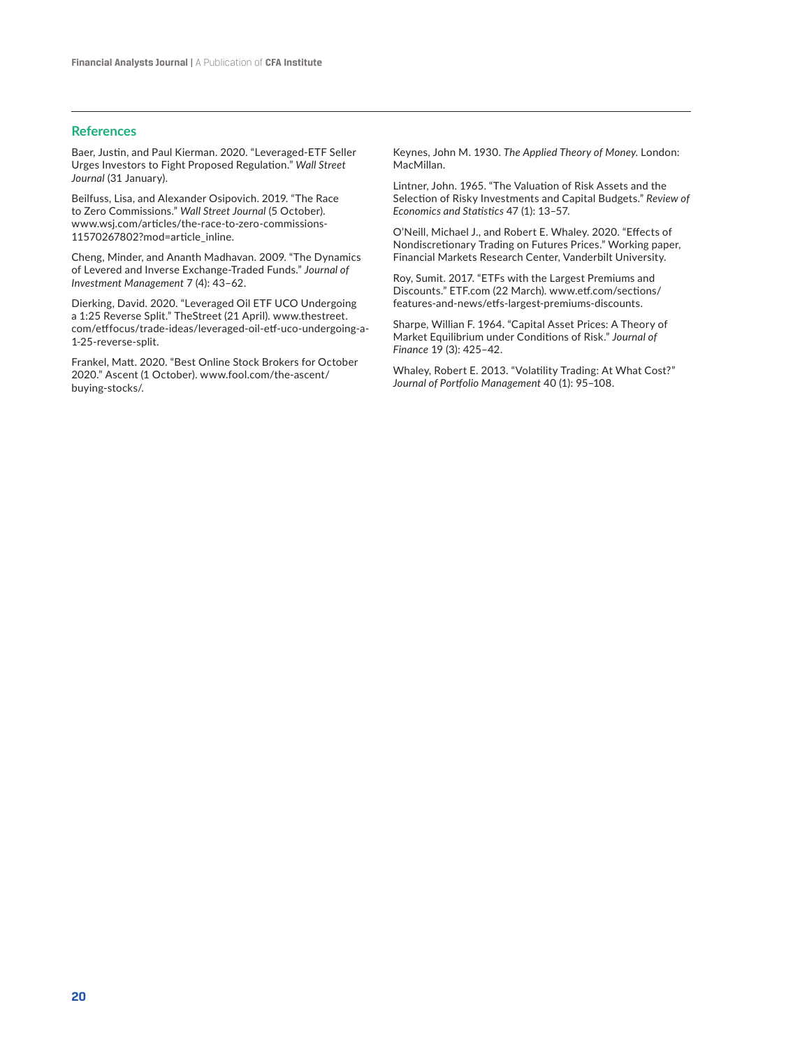## References

Baer, Justin, and Paul Kierman. 2020. "Leveraged-ETF Seller Urges Investors to Fight Proposed Regulation." *Wall Street Journal* (31 January).

Beilfuss, Lisa, and Alexander Osipovich. 2019. "The Race to Zero Commissions." *Wall Street Journal* (5 October). www.wsj.com/articles/the-race-to-zero-commissions-11570267802?mod=article_inline.

Cheng, Minder, and Ananth Madhavan. 2009. "The Dynamics of Levered and Inverse Exchange-Traded Funds." *Journal of Investment Management* 7 (4): 43–62.

Dierking, David. 2020. "Leveraged Oil ETF UCO Undergoing a 1:25 Reverse Split." TheStreet (21 April). www.thestreet.com/etffocus/trade-ideas/leveraged-oil-etf-uco-undergoing-a-1-25-reverse-split.

Frankel, Matt. 2020. "Best Online Stock Brokers for October 2020." Ascent (1 October). www.fool.com/the-ascent/buying-stocks/.

Keynes, John M. 1930. *The Applied Theory of Money.* London: MacMillan.

Lintner, John. 1965. "The Valuation of Risk Assets and the Selection of Risky Investments and Capital Budgets." *Review of Economics and Statistics* 47 (1): 13–57.

O'Neill, Michael J., and Robert E. Whaley. 2020. "Effects of Nondiscretionary Trading on Futures Prices." Working paper, Financial Markets Research Center, Vanderbilt University.

Roy, Sumit. 2017. "ETFs with the Largest Premiums and Discounts." ETF.com (22 March). www.etf.com/sections/features-and-news/etfs-largest-premiums-discounts.

Sharpe, Willian F. 1964. "Capital Asset Prices: A Theory of Market Equilibrium under Conditions of Risk." *Journal of Finance* 19 (3): 425–42.

Whaley, Robert E. 2013. "Volatility Trading: At What Cost?" *Journal of Portfolio Management* 40 (1): 95–108.